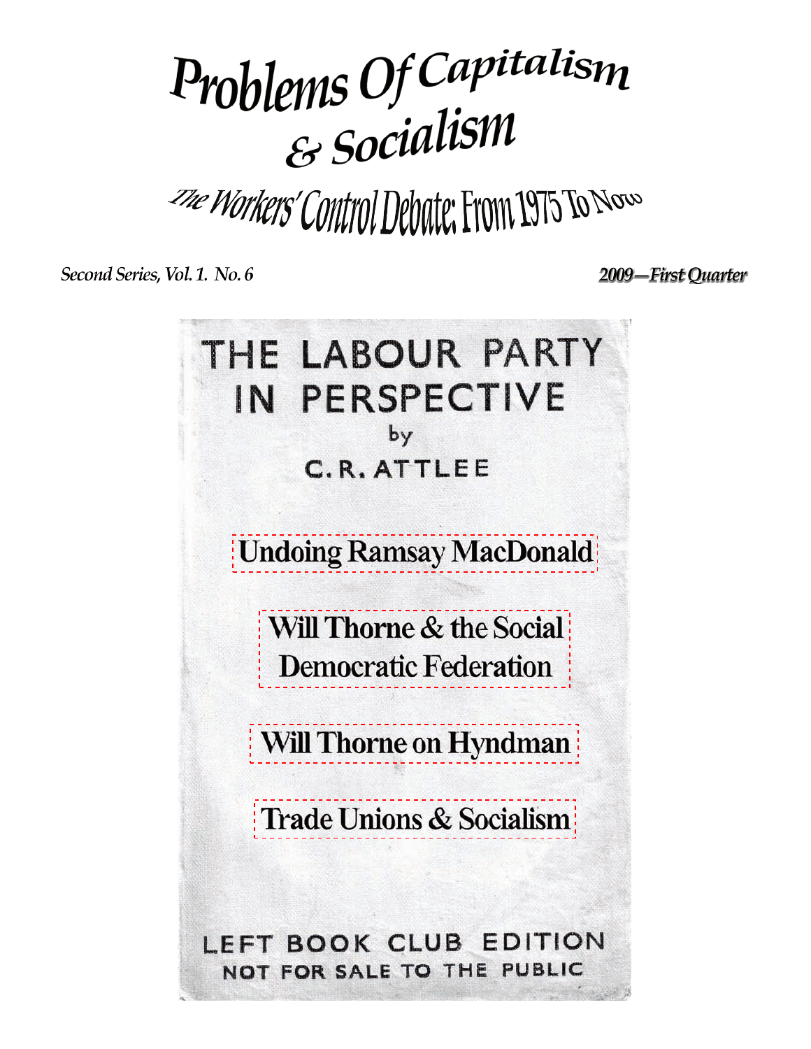# Problems Of Capitalism & Socialism

## The Workers' Control Debate: From 1975 To Now

*Second Series, Vol. 1. No. 6*

***2009—First Quarter***

THE LABOUR PARTY IN PERSPECTIVE

by

C. R. ATTLEE

Undoing Ramsay MacDonald

Will Thorne & the Social Democratic Federation

Will Thorne on Hyndman

Trade Unions & Socialism

LEFT BOOK CLUB EDITION

NOT FOR SALE TO THE PUBLIC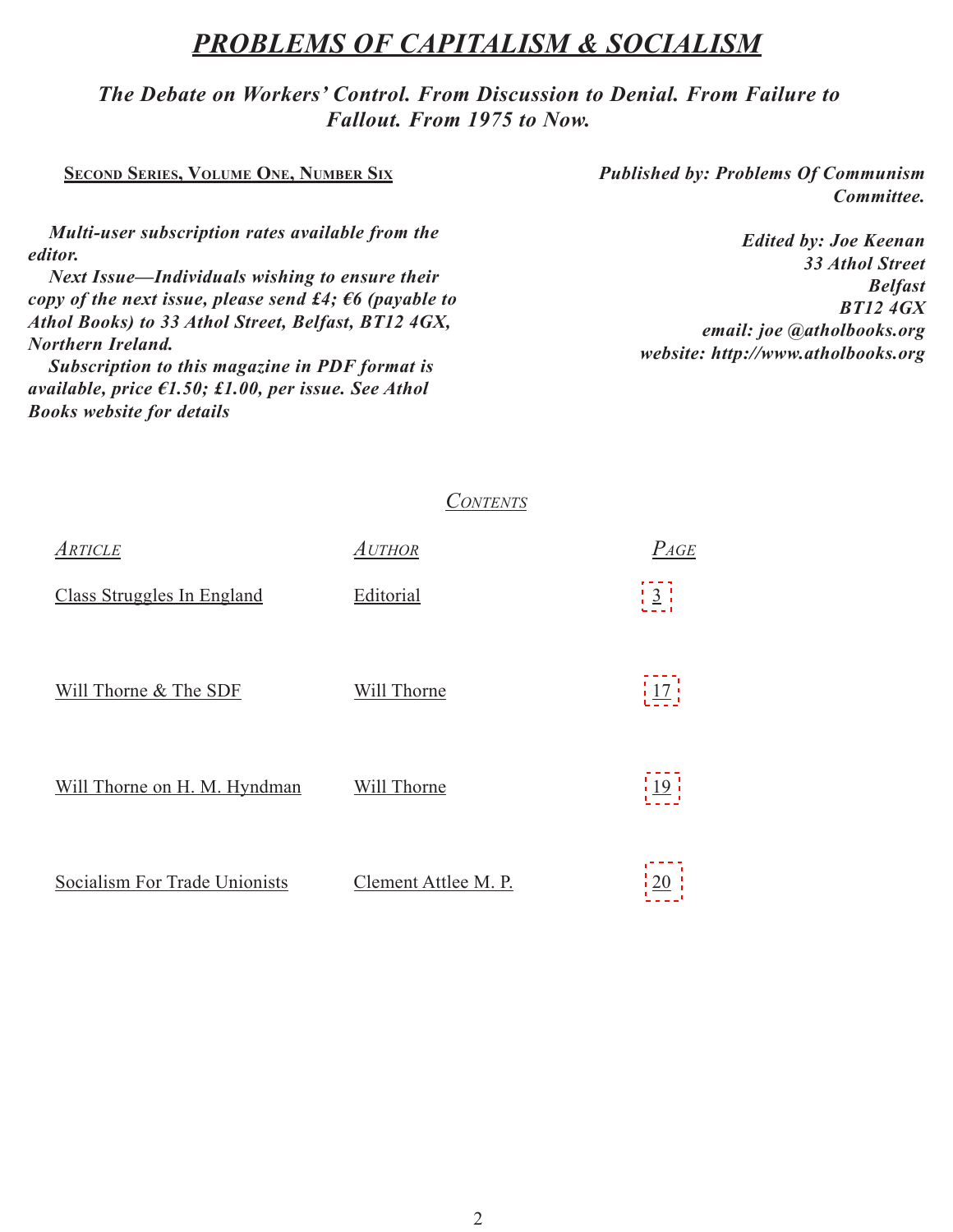# *PROBLEMS OF CAPITALISM & SOCIALISM*

### *The Debate on Workers' Control. From Discussion to Denial. From Failure to Fallout. From 1975 to Now.*

**SECOND SERIES, VOLUME ONE, NUMBER SIX**

***Multi-user subscription rates available from the editor.***

***Next Issue—Individuals wishing to ensure their copy of the next issue, please send £4; €6 (payable to Athol Books) to 33 Athol Street, Belfast, BT12 4GX, Northern Ireland.***

***Subscription to this magazine in PDF format is available, price €1.50; £1.00, per issue. See Athol Books website for details***

***Published by: Problems Of Communism Committee.***

***Edited by: Joe Keenan***
***33 Athol Street***
***Belfast***
***BT12 4GX***
***email: joe @atholbooks.org***
***website: http://www.atholbooks.org***

*CONTENTS*

| *Article* | *Author* | *Page* |
|---|---|---|
| Class Struggles In England | Editorial | 3 |
| Will Thorne & The SDF | Will Thorne | 17 |
| Will Thorne on H. M. Hyndman | Will Thorne | 19 |
| Socialism For Trade Unionists | Clement Attlee M. P. | 20 |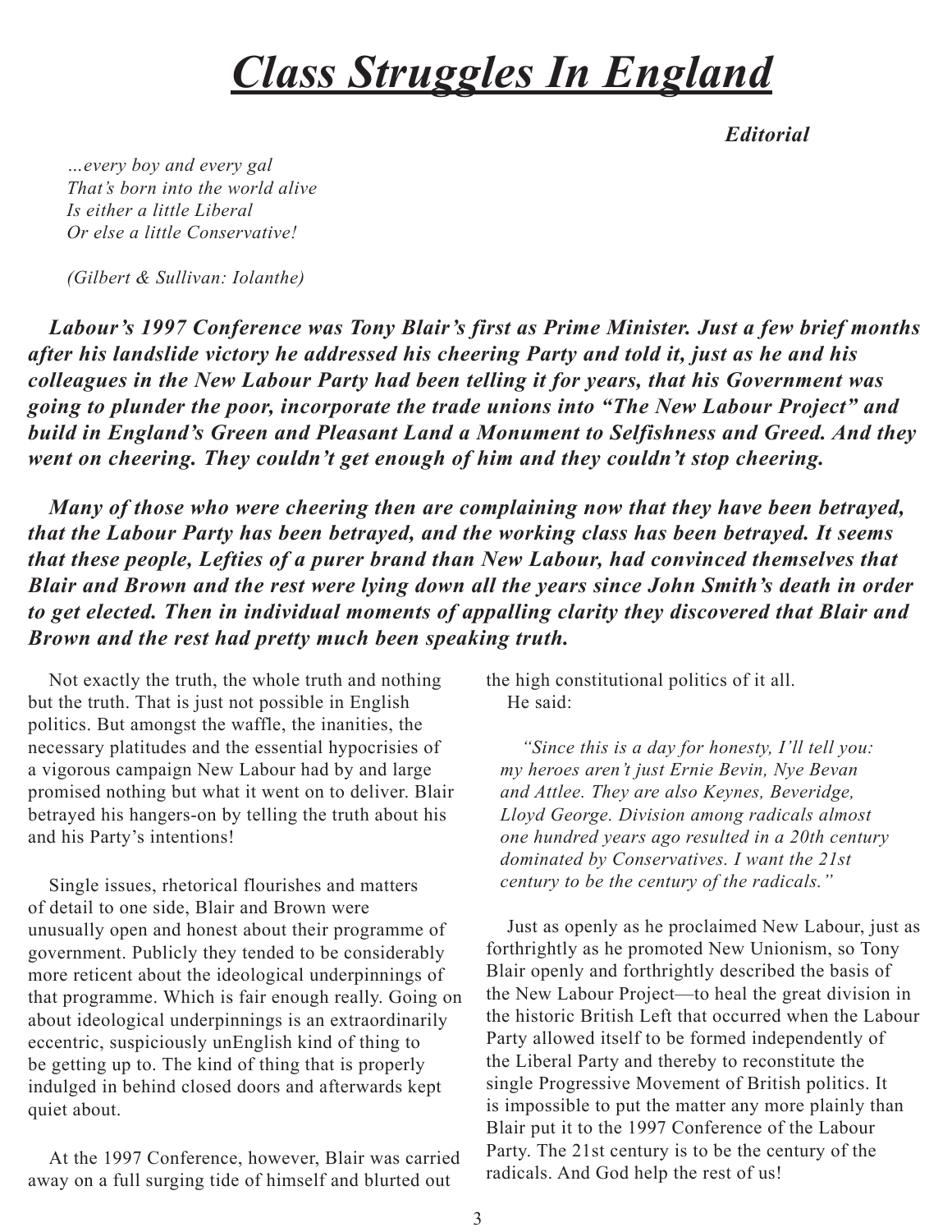# *Class Struggles In England*

***Editorial***

*...every boy and every gal*
*That's born into the world alive*
*Is either a little Liberal*
*Or else a little Conservative!*

*(Gilbert & Sullivan: Iolanthe)*

***Labour's 1997 Conference was Tony Blair's first as Prime Minister. Just a few brief months after his landslide victory he addressed his cheering Party and told it, just as he and his colleagues in the New Labour Party had been telling it for years, that his Government was going to plunder the poor, incorporate the trade unions into "The New Labour Project" and build in England's Green and Pleasant Land a Monument to Selfishness and Greed. And they went on cheering. They couldn't get enough of him and they couldn't stop cheering.***

***Many of those who were cheering then are complaining now that they have been betrayed, that the Labour Party has been betrayed, and the working class has been betrayed. It seems that these people, Lefties of a purer brand than New Labour, had convinced themselves that Blair and Brown and the rest were lying down all the years since John Smith's death in order to get elected. Then in individual moments of appalling clarity they discovered that Blair and Brown and the rest had pretty much been speaking truth.***

Not exactly the truth, the whole truth and nothing but the truth. That is just not possible in English politics. But amongst the waffle, the inanities, the necessary platitudes and the essential hypocrisies of a vigorous campaign New Labour had by and large promised nothing but what it went on to deliver. Blair betrayed his hangers-on by telling the truth about his and his Party's intentions!

Single issues, rhetorical flourishes and matters of detail to one side, Blair and Brown were unusually open and honest about their programme of government. Publicly they tended to be considerably more reticent about the ideological underpinnings of that programme. Which is fair enough really. Going on about ideological underpinnings is an extraordinarily eccentric, suspiciously unEnglish kind of thing to be getting up to. The kind of thing that is properly indulged in behind closed doors and afterwards kept quiet about.

At the 1997 Conference, however, Blair was carried away on a full surging tide of himself and blurted out the high constitutional politics of it all.

He said:

> *"Since this is a day for honesty, I'll tell you: my heroes aren't just Ernie Bevin, Nye Bevan and Attlee. They are also Keynes, Beveridge, Lloyd George. Division among radicals almost one hundred years ago resulted in a 20th century dominated by Conservatives. I want the 21st century to be the century of the radicals."*

Just as openly as he proclaimed New Labour, just as forthrightly as he promoted New Unionism, so Tony Blair openly and forthrightly described the basis of the New Labour Project—to heal the great division in the historic British Left that occurred when the Labour Party allowed itself to be formed independently of the Liberal Party and thereby to reconstitute the single Progressive Movement of British politics. It is impossible to put the matter any more plainly than Blair put it to the 1997 Conference of the Labour Party. The 21st century is to be the century of the radicals. And God help the rest of us!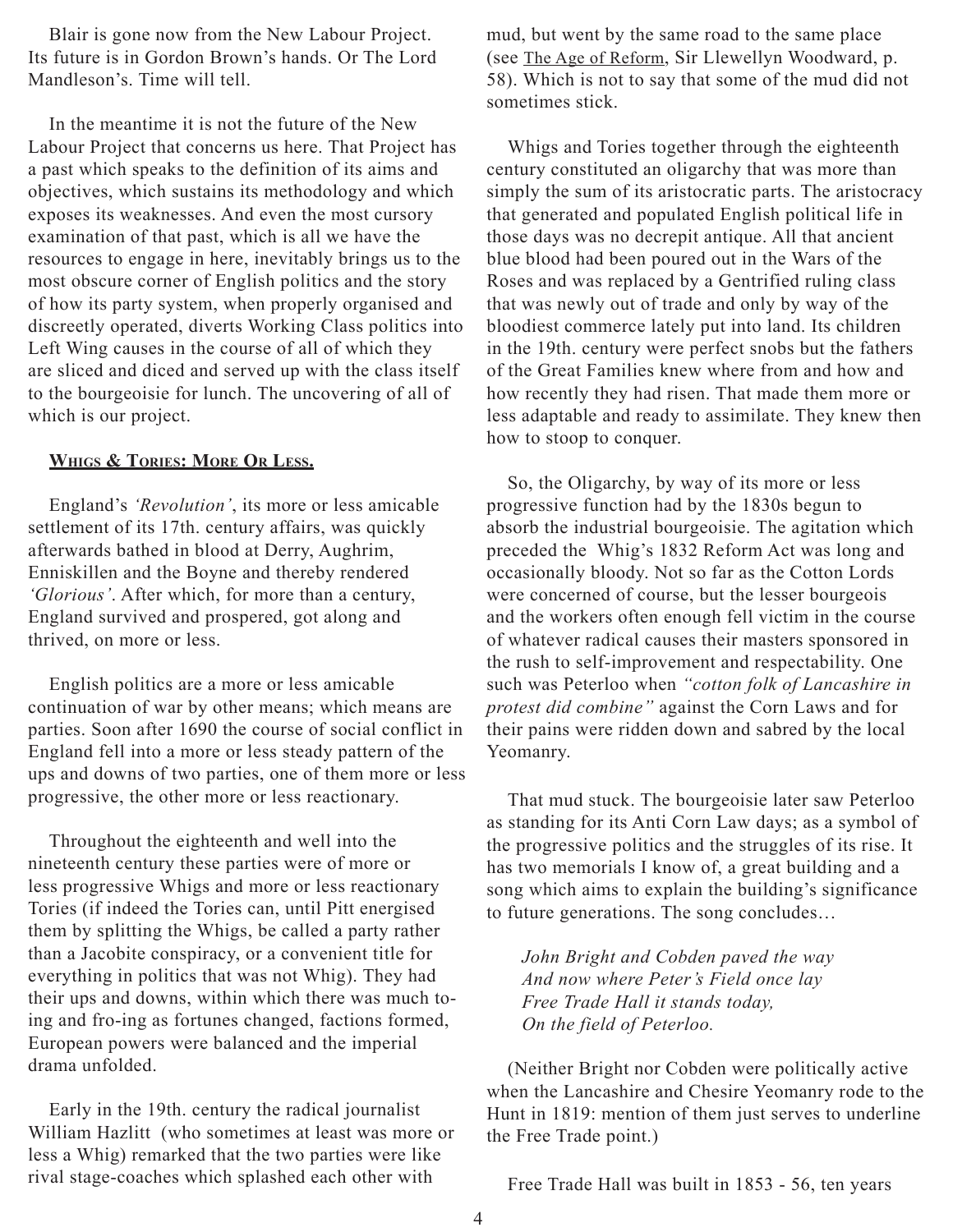Blair is gone now from the New Labour Project. Its future is in Gordon Brown's hands. Or The Lord Mandleson's. Time will tell.

In the meantime it is not the future of the New Labour Project that concerns us here. That Project has a past which speaks to the definition of its aims and objectives, which sustains its methodology and which exposes its weaknesses. And even the most cursory examination of that past, which is all we have the resources to engage in here, inevitably brings us to the most obscure corner of English politics and the story of how its party system, when properly organised and discreetly operated, diverts Working Class politics into Left Wing causes in the course of all of which they are sliced and diced and served up with the class itself to the bourgeoisie for lunch. The uncovering of all of which is our project.

## WHIGS & TORIES: MORE OR LESS.

England's *'Revolution'*, its more or less amicable settlement of its 17th. century affairs, was quickly afterwards bathed in blood at Derry, Aughrim, Enniskillen and the Boyne and thereby rendered *'Glorious'*. After which, for more than a century, England survived and prospered, got along and thrived, on more or less.

English politics are a more or less amicable continuation of war by other means; which means are parties. Soon after 1690 the course of social conflict in England fell into a more or less steady pattern of the ups and downs of two parties, one of them more or less progressive, the other more or less reactionary.

Throughout the eighteenth and well into the nineteenth century these parties were of more or less progressive Whigs and more or less reactionary Tories (if indeed the Tories can, until Pitt energised them by splitting the Whigs, be called a party rather than a Jacobite conspiracy, or a convenient title for everything in politics that was not Whig). They had their ups and downs, within which there was much to-ing and fro-ing as fortunes changed, factions formed, European powers were balanced and the imperial drama unfolded.

Early in the 19th. century the radical journalist William Hazlitt (who sometimes at least was more or less a Whig) remarked that the two parties were like rival stage-coaches which splashed each other with mud, but went by the same road to the same place (see The Age of Reform, Sir Llewellyn Woodward, p. 58). Which is not to say that some of the mud did not sometimes stick.

Whigs and Tories together through the eighteenth century constituted an oligarchy that was more than simply the sum of its aristocratic parts. The aristocracy that generated and populated English political life in those days was no decrepit antique. All that ancient blue blood had been poured out in the Wars of the Roses and was replaced by a Gentrified ruling class that was newly out of trade and only by way of the bloodiest commerce lately put into land. Its children in the 19th. century were perfect snobs but the fathers of the Great Families knew where from and how and how recently they had risen. That made them more or less adaptable and ready to assimilate. They knew then how to stoop to conquer.

So, the Oligarchy, by way of its more or less progressive function had by the 1830s begun to absorb the industrial bourgeoisie. The agitation which preceded the Whig's 1832 Reform Act was long and occasionally bloody. Not so far as the Cotton Lords were concerned of course, but the lesser bourgeois and the workers often enough fell victim in the course of whatever radical causes their masters sponsored in the rush to self-improvement and respectability. One such was Peterloo when *"cotton folk of Lancashire in protest did combine"* against the Corn Laws and for their pains were ridden down and sabred by the local Yeomanry.

That mud stuck. The bourgeoisie later saw Peterloo as standing for its Anti Corn Law days; as a symbol of the progressive politics and the struggles of its rise. It has two memorials I know of, a great building and a song which aims to explain the building's significance to future generations. The song concludes…

> *John Bright and Cobden paved the way*
> *And now where Peter's Field once lay*
> *Free Trade Hall it stands today,*
> *On the field of Peterloo.*

(Neither Bright nor Cobden were politically active when the Lancashire and Chesire Yeomanry rode to the Hunt in 1819: mention of them just serves to underline the Free Trade point.)

Free Trade Hall was built in 1853 - 56, ten years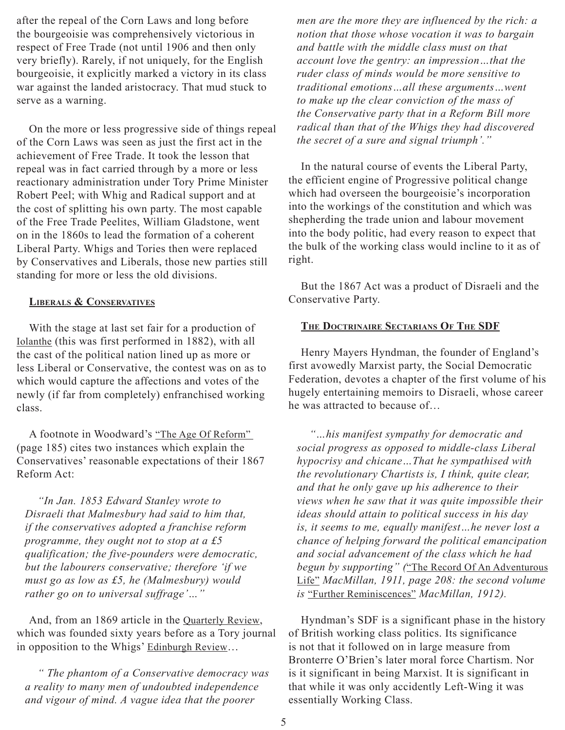after the repeal of the Corn Laws and long before the bourgeoisie was comprehensively victorious in respect of Free Trade (not until 1906 and then only very briefly). Rarely, if not uniquely, for the English bourgeoisie, it explicitly marked a victory in its class war against the landed aristocracy. That mud stuck to serve as a warning.

On the more or less progressive side of things repeal of the Corn Laws was seen as just the first act in the achievement of Free Trade. It took the lesson that repeal was in fact carried through by a more or less reactionary administration under Tory Prime Minister Robert Peel; with Whig and Radical support and at the cost of splitting his own party. The most capable of the Free Trade Peelites, William Gladstone, went on in the 1860s to lead the formation of a coherent Liberal Party. Whigs and Tories then were replaced by Conservatives and Liberals, those new parties still standing for more or less the old divisions.

## Liberals & Conservatives

With the stage at last set fair for a production of Iolanthe (this was first performed in 1882), with all the cast of the political nation lined up as more or less Liberal or Conservative, the contest was on as to which would capture the affections and votes of the newly (if far from completely) enfranchised working class.

A footnote in Woodward's "The Age Of Reform" (page 185) cites two instances which explain the Conservatives' reasonable expectations of their 1867 Reform Act:

> *"In Jan. 1853 Edward Stanley wrote to Disraeli that Malmesbury had said to him that, if the conservatives adopted a franchise reform programme, they ought not to stop at a £5 qualification; the five-pounders were democratic, but the labourers conservative; therefore 'if we must go as low as £5, he (Malmesbury) would rather go on to universal suffrage'…"*

And, from an 1869 article in the Quarterly Review, which was founded sixty years before as a Tory journal in opposition to the Whigs' Edinburgh Review…

> *" The phantom of a Conservative democracy was a reality to many men of undoubted independence and vigour of mind. A vague idea that the poorer men are the more they are influenced by the rich: a notion that those whose vocation it was to bargain and battle with the middle class must on that account love the gentry: an impression…that the ruder class of minds would be more sensitive to traditional emotions…all these arguments…went to make up the clear conviction of the mass of the Conservative party that in a Reform Bill more radical than that of the Whigs they had discovered the secret of a sure and signal triumph'."*

In the natural course of events the Liberal Party, the efficient engine of Progressive political change which had overseen the bourgeoisie's incorporation into the workings of the constitution and which was shepherding the trade union and labour movement into the body politic, had every reason to expect that the bulk of the working class would incline to it as of right.

But the 1867 Act was a product of Disraeli and the Conservative Party.

## The Doctrinaire Sectarians Of The SDF

Henry Mayers Hyndman, the founder of England's first avowedly Marxist party, the Social Democratic Federation, devotes a chapter of the first volume of his hugely entertaining memoirs to Disraeli, whose career he was attracted to because of…

> *"…his manifest sympathy for democratic and social progress as opposed to middle-class Liberal hypocrisy and chicane…That he sympathised with the revolutionary Chartists is, I think, quite clear, and that he only gave up his adherence to their views when he saw that it was quite impossible their ideas should attain to political success in his day is, it seems to me, equally manifest…he never lost a chance of helping forward the political emancipation and social advancement of the class which he had begun by supporting" (*"The Record Of An Adventurous Life" *MacMillan, 1911, page 208: the second volume is* "Further Reminiscences" *MacMillan, 1912).*

Hyndman's SDF is a significant phase in the history of British working class politics. Its significance is not that it followed on in large measure from Bronterre O'Brien's later moral force Chartism. Nor is it significant in being Marxist. It is significant in that while it was only accidently Left-Wing it was essentially Working Class.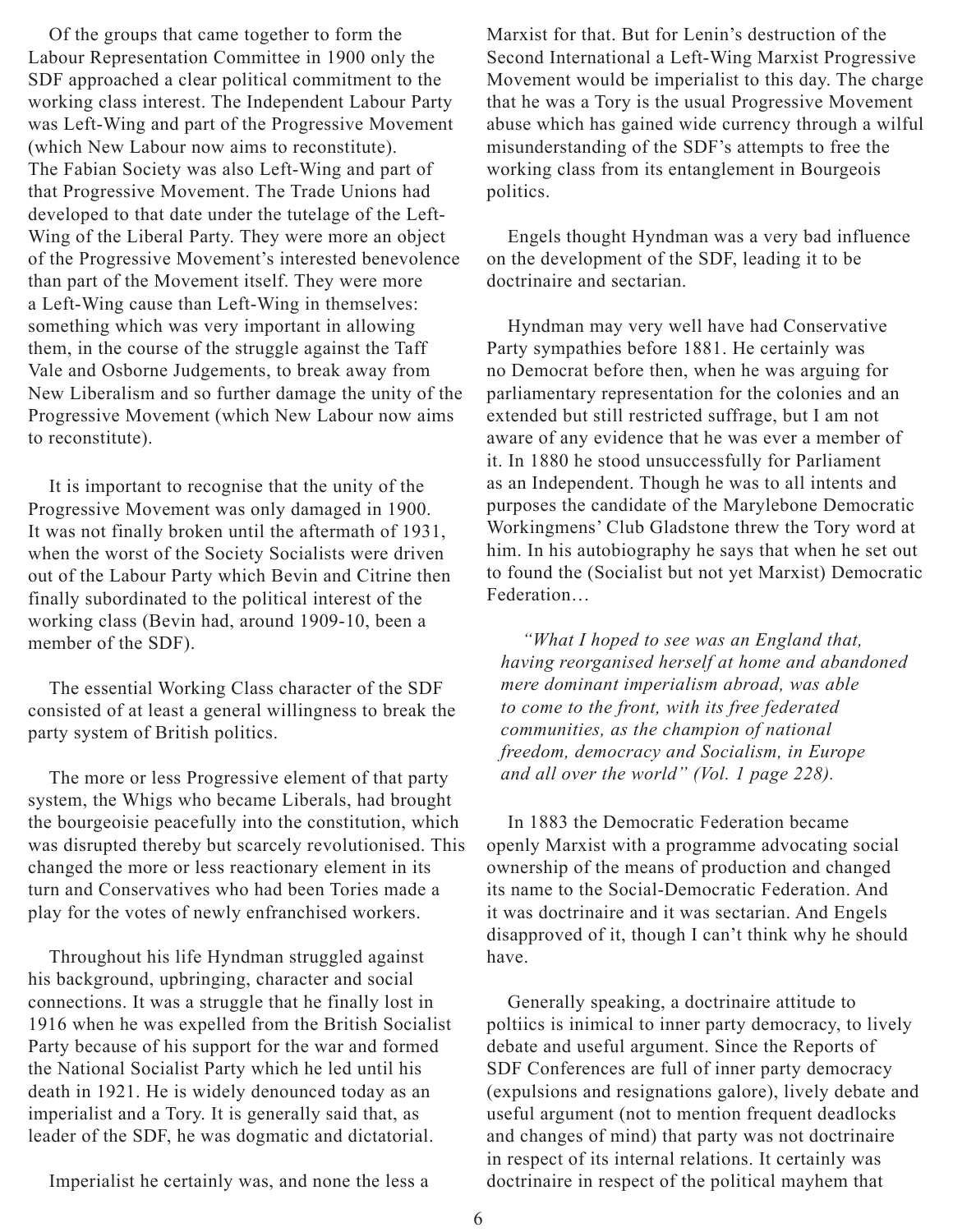Of the groups that came together to form the Labour Representation Committee in 1900 only the SDF approached a clear political commitment to the working class interest. The Independent Labour Party was Left-Wing and part of the Progressive Movement (which New Labour now aims to reconstitute). The Fabian Society was also Left-Wing and part of that Progressive Movement. The Trade Unions had developed to that date under the tutelage of the Left-Wing of the Liberal Party. They were more an object of the Progressive Movement's interested benevolence than part of the Movement itself. They were more a Left-Wing cause than Left-Wing in themselves: something which was very important in allowing them, in the course of the struggle against the Taff Vale and Osborne Judgements, to break away from New Liberalism and so further damage the unity of the Progressive Movement (which New Labour now aims to reconstitute).

It is important to recognise that the unity of the Progressive Movement was only damaged in 1900. It was not finally broken until the aftermath of 1931, when the worst of the Society Socialists were driven out of the Labour Party which Bevin and Citrine then finally subordinated to the political interest of the working class (Bevin had, around 1909-10, been a member of the SDF).

The essential Working Class character of the SDF consisted of at least a general willingness to break the party system of British politics.

The more or less Progressive element of that party system, the Whigs who became Liberals, had brought the bourgeoisie peacefully into the constitution, which was disrupted thereby but scarcely revolutionised. This changed the more or less reactionary element in its turn and Conservatives who had been Tories made a play for the votes of newly enfranchised workers.

Throughout his life Hyndman struggled against his background, upbringing, character and social connections. It was a struggle that he finally lost in 1916 when he was expelled from the British Socialist Party because of his support for the war and formed the National Socialist Party which he led until his death in 1921. He is widely denounced today as an imperialist and a Tory. It is generally said that, as leader of the SDF, he was dogmatic and dictatorial.

Imperialist he certainly was, and none the less a Marxist for that. But for Lenin's destruction of the Second International a Left-Wing Marxist Progressive Movement would be imperialist to this day. The charge that he was a Tory is the usual Progressive Movement abuse which has gained wide currency through a wilful misunderstanding of the SDF's attempts to free the working class from its entanglement in Bourgeois politics.

Engels thought Hyndman was a very bad influence on the development of the SDF, leading it to be doctrinaire and sectarian.

Hyndman may very well have had Conservative Party sympathies before 1881. He certainly was no Democrat before then, when he was arguing for parliamentary representation for the colonies and an extended but still restricted suffrage, but I am not aware of any evidence that he was ever a member of it. In 1880 he stood unsuccessfully for Parliament as an Independent. Though he was to all intents and purposes the candidate of the Marylebone Democratic Workingmens' Club Gladstone threw the Tory word at him. In his autobiography he says that when he set out to found the (Socialist but not yet Marxist) Democratic Federation…

> *"What I hoped to see was an England that, having reorganised herself at home and abandoned mere dominant imperialism abroad, was able to come to the front, with its free federated communities, as the champion of national freedom, democracy and Socialism, in Europe and all over the world" (Vol. 1 page 228).*

In 1883 the Democratic Federation became openly Marxist with a programme advocating social ownership of the means of production and changed its name to the Social-Democratic Federation. And it was doctrinaire and it was sectarian. And Engels disapproved of it, though I can't think why he should have.

Generally speaking, a doctrinaire attitude to poltiics is inimical to inner party democracy, to lively debate and useful argument. Since the Reports of SDF Conferences are full of inner party democracy (expulsions and resignations galore), lively debate and useful argument (not to mention frequent deadlocks and changes of mind) that party was not doctrinaire in respect of its internal relations. It certainly was doctrinaire in respect of the political mayhem that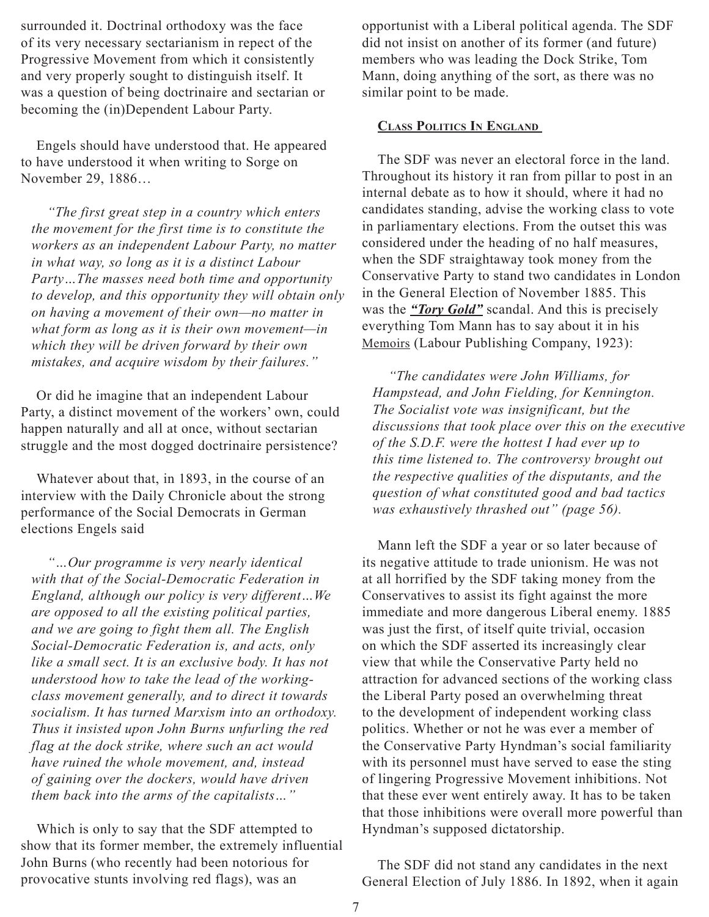surrounded it. Doctrinal orthodoxy was the face of its very necessary sectarianism in repect of the Progressive Movement from which it consistently and very properly sought to distinguish itself. It was a question of being doctrinaire and sectarian or becoming the (in)Dependent Labour Party.

Engels should have understood that. He appeared to have understood it when writing to Sorge on November 29, 1886…

> *"The first great step in a country which enters the movement for the first time is to constitute the workers as an independent Labour Party, no matter in what way, so long as it is a distinct Labour Party…The masses need both time and opportunity to develop, and this opportunity they will obtain only on having a movement of their own—no matter in what form as long as it is their own movement—in which they will be driven forward by their own mistakes, and acquire wisdom by their failures."*

Or did he imagine that an independent Labour Party, a distinct movement of the workers' own, could happen naturally and all at once, without sectarian struggle and the most dogged doctrinaire persistence?

Whatever about that, in 1893, in the course of an interview with the Daily Chronicle about the strong performance of the Social Democrats in German elections Engels said

> *"…Our programme is very nearly identical with that of the Social-Democratic Federation in England, although our policy is very different…We are opposed to all the existing political parties, and we are going to fight them all. The English Social-Democratic Federation is, and acts, only like a small sect. It is an exclusive body. It has not understood how to take the lead of the working-class movement generally, and to direct it towards socialism. It has turned Marxism into an orthodoxy. Thus it insisted upon John Burns unfurling the red flag at the dock strike, where such an act would have ruined the whole movement, and, instead of gaining over the dockers, would have driven them back into the arms of the capitalists…"*

Which is only to say that the SDF attempted to show that its former member, the extremely influential John Burns (who recently had been notorious for provocative stunts involving red flags), was an opportunist with a Liberal political agenda. The SDF did not insist on another of its former (and future) members who was leading the Dock Strike, Tom Mann, doing anything of the sort, as there was no similar point to be made.

## Class Politics In England

The SDF was never an electoral force in the land. Throughout its history it ran from pillar to post in an internal debate as to how it should, where it had no candidates standing, advise the working class to vote in parliamentary elections. From the outset this was considered under the heading of no half measures, when the SDF straightaway took money from the Conservative Party to stand two candidates in London in the General Election of November 1885. This was the ***"Tory Gold"*** scandal. And this is precisely everything Tom Mann has to say about it in his Memoirs (Labour Publishing Company, 1923):

> *"The candidates were John Williams, for Hampstead, and John Fielding, for Kennington. The Socialist vote was insignificant, but the discussions that took place over this on the executive of the S.D.F. were the hottest I had ever up to this time listened to. The controversy brought out the respective qualities of the disputants, and the question of what constituted good and bad tactics was exhaustively thrashed out" (page 56).*

Mann left the SDF a year or so later because of its negative attitude to trade unionism. He was not at all horrified by the SDF taking money from the Conservatives to assist its fight against the more immediate and more dangerous Liberal enemy. 1885 was just the first, of itself quite trivial, occasion on which the SDF asserted its increasingly clear view that while the Conservative Party held no attraction for advanced sections of the working class the Liberal Party posed an overwhelming threat to the development of independent working class politics. Whether or not he was ever a member of the Conservative Party Hyndman's social familiarity with its personnel must have served to ease the sting of lingering Progressive Movement inhibitions. Not that these ever went entirely away. It has to be taken that those inhibitions were overall more powerful than Hyndman's supposed dictatorship.

The SDF did not stand any candidates in the next General Election of July 1886. In 1892, when it again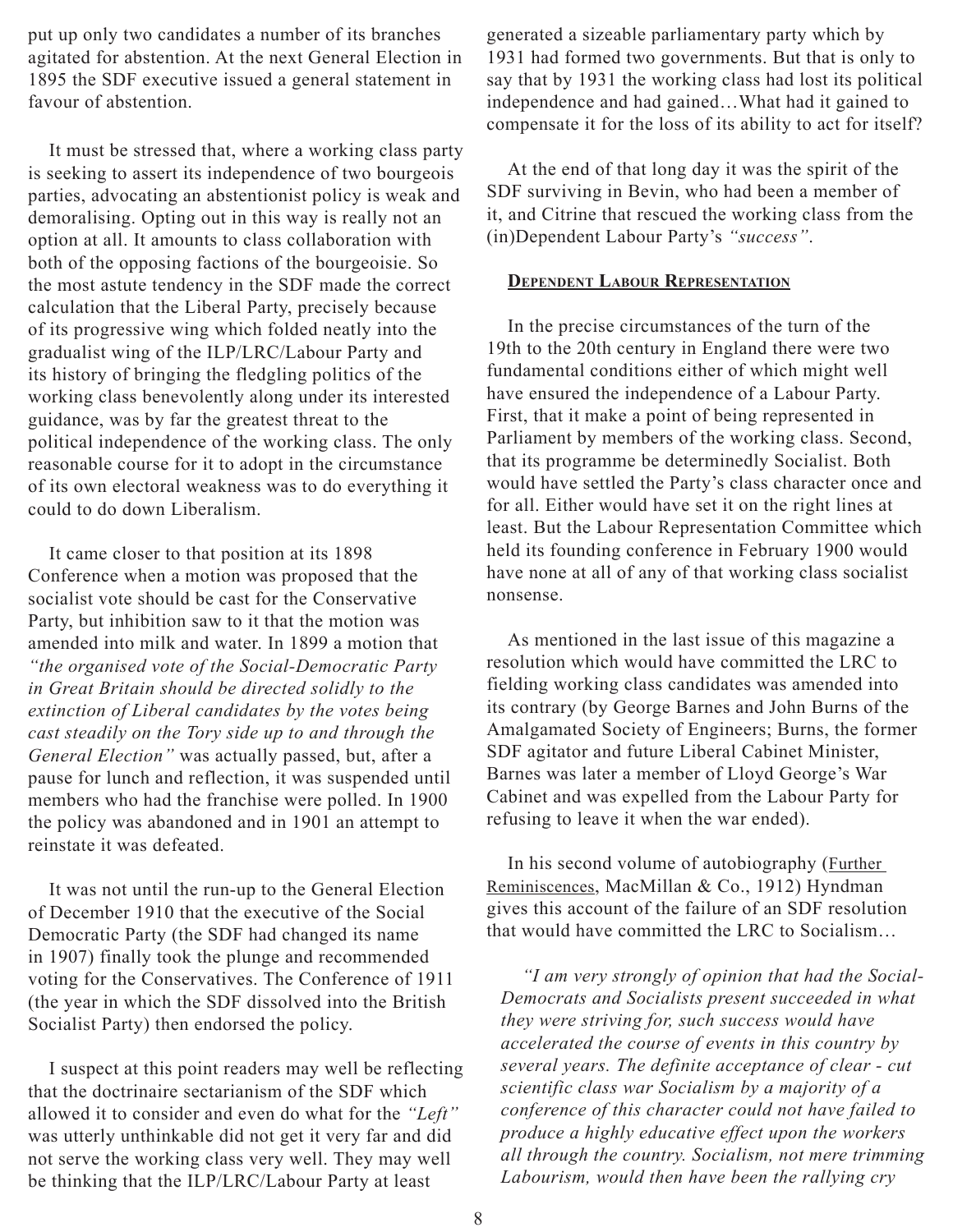put up only two candidates a number of its branches agitated for abstention. At the next General Election in 1895 the SDF executive issued a general statement in favour of abstention.

It must be stressed that, where a working class party is seeking to assert its independence of two bourgeois parties, advocating an abstentionist policy is weak and demoralising. Opting out in this way is really not an option at all. It amounts to class collaboration with both of the opposing factions of the bourgeoisie. So the most astute tendency in the SDF made the correct calculation that the Liberal Party, precisely because of its progressive wing which folded neatly into the gradualist wing of the ILP/LRC/Labour Party and its history of bringing the fledgling politics of the working class benevolently along under its interested guidance, was by far the greatest threat to the political independence of the working class. The only reasonable course for it to adopt in the circumstance of its own electoral weakness was to do everything it could to do down Liberalism.

It came closer to that position at its 1898 Conference when a motion was proposed that the socialist vote should be cast for the Conservative Party, but inhibition saw to it that the motion was amended into milk and water. In 1899 a motion that *"the organised vote of the Social-Democratic Party in Great Britain should be directed solidly to the extinction of Liberal candidates by the votes being cast steadily on the Tory side up to and through the General Election"* was actually passed, but, after a pause for lunch and reflection, it was suspended until members who had the franchise were polled. In 1900 the policy was abandoned and in 1901 an attempt to reinstate it was defeated.

It was not until the run-up to the General Election of December 1910 that the executive of the Social Democratic Party (the SDF had changed its name in 1907) finally took the plunge and recommended voting for the Conservatives. The Conference of 1911 (the year in which the SDF dissolved into the British Socialist Party) then endorsed the policy.

I suspect at this point readers may well be reflecting that the doctrinaire sectarianism of the SDF which allowed it to consider and even do what for the *"Left"* was utterly unthinkable did not get it very far and did not serve the working class very well. They may well be thinking that the ILP/LRC/Labour Party at least generated a sizeable parliamentary party which by 1931 had formed two governments. But that is only to say that by 1931 the working class had lost its political independence and had gained…What had it gained to compensate it for the loss of its ability to act for itself?

At the end of that long day it was the spirit of the SDF surviving in Bevin, who had been a member of it, and Citrine that rescued the working class from the (in)Dependent Labour Party's *"success"*.

## Dependent Labour Representation

In the precise circumstances of the turn of the 19th to the 20th century in England there were two fundamental conditions either of which might well have ensured the independence of a Labour Party. First, that it make a point of being represented in Parliament by members of the working class. Second, that its programme be determinedly Socialist. Both would have settled the Party's class character once and for all. Either would have set it on the right lines at least. But the Labour Representation Committee which held its founding conference in February 1900 would have none at all of any of that working class socialist nonsense.

As mentioned in the last issue of this magazine a resolution which would have committed the LRC to fielding working class candidates was amended into its contrary (by George Barnes and John Burns of the Amalgamated Society of Engineers; Burns, the former SDF agitator and future Liberal Cabinet Minister, Barnes was later a member of Lloyd George's War Cabinet and was expelled from the Labour Party for refusing to leave it when the war ended).

In his second volume of autobiography (Further Reminiscences, MacMillan & Co., 1912) Hyndman gives this account of the failure of an SDF resolution that would have committed the LRC to Socialism…

> *"I am very strongly of opinion that had the Social-Democrats and Socialists present succeeded in what they were striving for, such success would have accelerated the course of events in this country by several years. The definite acceptance of clear - cut scientific class war Socialism by a majority of a conference of this character could not have failed to produce a highly educative effect upon the workers all through the country. Socialism, not mere trimming Labourism, would then have been the rallying cry*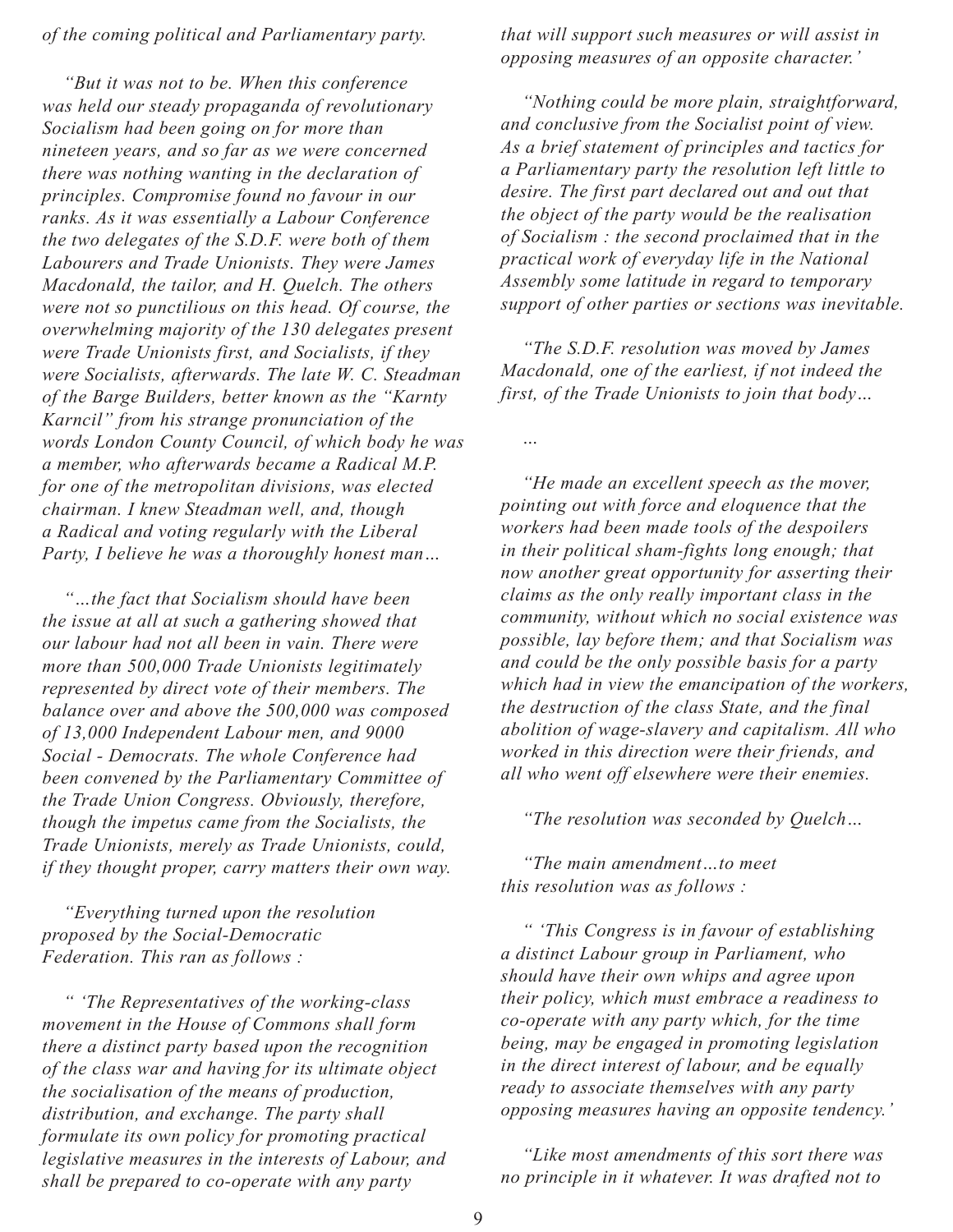*of the coming political and Parliamentary party.*

*"But it was not to be. When this conference was held our steady propaganda of revolutionary Socialism had been going on for more than nineteen years, and so far as we were concerned there was nothing wanting in the declaration of principles. Compromise found no favour in our ranks. As it was essentially a Labour Conference the two delegates of the S.D.F. were both of them Labourers and Trade Unionists. They were James Macdonald, the tailor, and H. Quelch. The others were not so punctilious on this head. Of course, the overwhelming majority of the 130 delegates present were Trade Unionists first, and Socialists, if they were Socialists, afterwards. The late W. C. Steadman of the Barge Builders, better known as the "Karnty Karncil" from his strange pronunciation of the words London County Council, of which body he was a member, who afterwards became a Radical M.P. for one of the metropolitan divisions, was elected chairman. I knew Steadman well, and, though a Radical and voting regularly with the Liberal Party, I believe he was a thoroughly honest man…*

*"…the fact that Socialism should have been the issue at all at such a gathering showed that our labour had not all been in vain. There were more than 500,000 Trade Unionists legitimately represented by direct vote of their members. The balance over and above the 500,000 was composed of 13,000 Independent Labour men, and 9000 Social - Democrats. The whole Conference had been convened by the Parliamentary Committee of the Trade Union Congress. Obviously, therefore, though the impetus came from the Socialists, the Trade Unionists, merely as Trade Unionists, could, if they thought proper, carry matters their own way.*

*"Everything turned upon the resolution proposed by the Social-Democratic Federation. This ran as follows :*

*" 'The Representatives of the working-class movement in the House of Commons shall form there a distinct party based upon the recognition of the class war and having for its ultimate object the socialisation of the means of production, distribution, and exchange. The party shall formulate its own policy for promoting practical legislative measures in the interests of Labour, and shall be prepared to co-operate with any party that will support such measures or will assist in opposing measures of an opposite character.'*

*"Nothing could be more plain, straightforward, and conclusive from the Socialist point of view. As a brief statement of principles and tactics for a Parliamentary party the resolution left little to desire. The first part declared out and out that the object of the party would be the realisation of Socialism : the second proclaimed that in the practical work of everyday life in the National Assembly some latitude in regard to temporary support of other parties or sections was inevitable.*

*"The S.D.F. resolution was moved by James Macdonald, one of the earliest, if not indeed the first, of the Trade Unionists to join that body…*

*…*

*"He made an excellent speech as the mover, pointing out with force and eloquence that the workers had been made tools of the despoilers in their political sham-fights long enough; that now another great opportunity for asserting their claims as the only really important class in the community, without which no social existence was possible, lay before them; and that Socialism was and could be the only possible basis for a party which had in view the emancipation of the workers, the destruction of the class State, and the final abolition of wage-slavery and capitalism. All who worked in this direction were their friends, and all who went off elsewhere were their enemies.*

*"The resolution was seconded by Quelch…*

*"The main amendment…to meet this resolution was as follows :*

*" 'This Congress is in favour of establishing a distinct Labour group in Parliament, who should have their own whips and agree upon their policy, which must embrace a readiness to co-operate with any party which, for the time being, may be engaged in promoting legislation in the direct interest of labour, and be equally ready to associate themselves with any party opposing measures having an opposite tendency.'*

*"Like most amendments of this sort there was no principle in it whatever. It was drafted not to*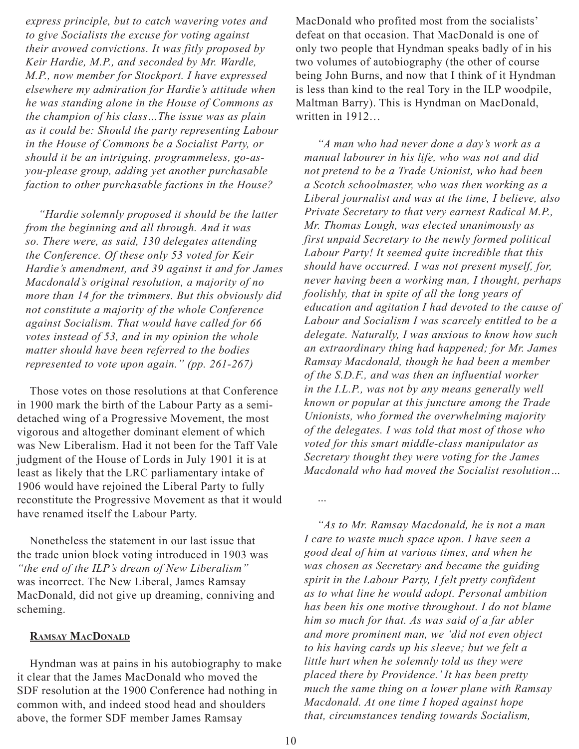*express principle, but to catch wavering votes and to give Socialists the excuse for voting against their avowed convictions. It was fitly proposed by Keir Hardie, M.P., and seconded by Mr. Wardle, M.P., now member for Stockport. I have expressed elsewhere my admiration for Hardie's attitude when he was standing alone in the House of Commons as the champion of his class…The issue was as plain as it could be: Should the party representing Labour in the House of Commons be a Socialist Party, or should it be an intriguing, programmeless, go-as-you-please group, adding yet another purchasable faction to other purchasable factions in the House?*

*"Hardie solemnly proposed it should be the latter from the beginning and all through. And it was so. There were, as said, 130 delegates attending the Conference. Of these only 53 voted for Keir Hardie's amendment, and 39 against it and for James Macdonald's original resolution, a majority of no more than 14 for the trimmers. But this obviously did not constitute a majority of the whole Conference against Socialism. That would have called for 66 votes instead of 53, and in my opinion the whole matter should have been referred to the bodies represented to vote upon again." (pp. 261-267)*

Those votes on those resolutions at that Conference in 1900 mark the birth of the Labour Party as a semi-detached wing of a Progressive Movement, the most vigorous and altogether dominant element of which was New Liberalism. Had it not been for the Taff Vale judgment of the House of Lords in July 1901 it is at least as likely that the LRC parliamentary intake of 1906 would have rejoined the Liberal Party to fully reconstitute the Progressive Movement as that it would have renamed itself the Labour Party.

Nonetheless the statement in our last issue that the trade union block voting introduced in 1903 was *"the end of the ILP's dream of New Liberalism"* was incorrect. The New Liberal, James Ramsay MacDonald, did not give up dreaming, conniving and scheming.

## Ramsay MacDonald

Hyndman was at pains in his autobiography to make it clear that the James MacDonald who moved the SDF resolution at the 1900 Conference had nothing in common with, and indeed stood head and shoulders above, the former SDF member James Ramsay MacDonald who profited most from the socialists' defeat on that occasion. That MacDonald is one of only two people that Hyndman speaks badly of in his two volumes of autobiography (the other of course being John Burns, and now that I think of it Hyndman is less than kind to the real Tory in the ILP woodpile, Maltman Barry). This is Hyndman on MacDonald, written in 1912…

*"A man who had never done a day's work as a manual labourer in his life, who was not and did not pretend to be a Trade Unionist, who had been a Scotch schoolmaster, who was then working as a Liberal journalist and was at the time, I believe, also Private Secretary to that very earnest Radical M.P., Mr. Thomas Lough, was elected unanimously as first unpaid Secretary to the newly formed political Labour Party! It seemed quite incredible that this should have occurred. I was not present myself, for, never having been a working man, I thought, perhaps foolishly, that in spite of all the long years of education and agitation I had devoted to the cause of Labour and Socialism I was scarcely entitled to be a delegate. Naturally, I was anxious to know how such an extraordinary thing had happened; for Mr. James Ramsay Macdonald, though he had been a member of the S.D.F., and was then an influential worker in the I.L.P., was not by any means generally well known or popular at this juncture among the Trade Unionists, who formed the overwhelming majority of the delegates. I was told that most of those who voted for this smart middle-class manipulator as Secretary thought they were voting for the James Macdonald who had moved the Socialist resolution…*

*…*

*"As to Mr. Ramsay Macdonald, he is not a man I care to waste much space upon. I have seen a good deal of him at various times, and when he was chosen as Secretary and became the guiding spirit in the Labour Party, I felt pretty confident as to what line he would adopt. Personal ambition has been his one motive throughout. I do not blame him so much for that. As was said of a far abler and more prominent man, we 'did not even object to his having cards up his sleeve; but we felt a little hurt when he solemnly told us they were placed there by Providence.' It has been pretty much the same thing on a lower plane with Ramsay Macdonald. At one time I hoped against hope that, circumstances tending towards Socialism,*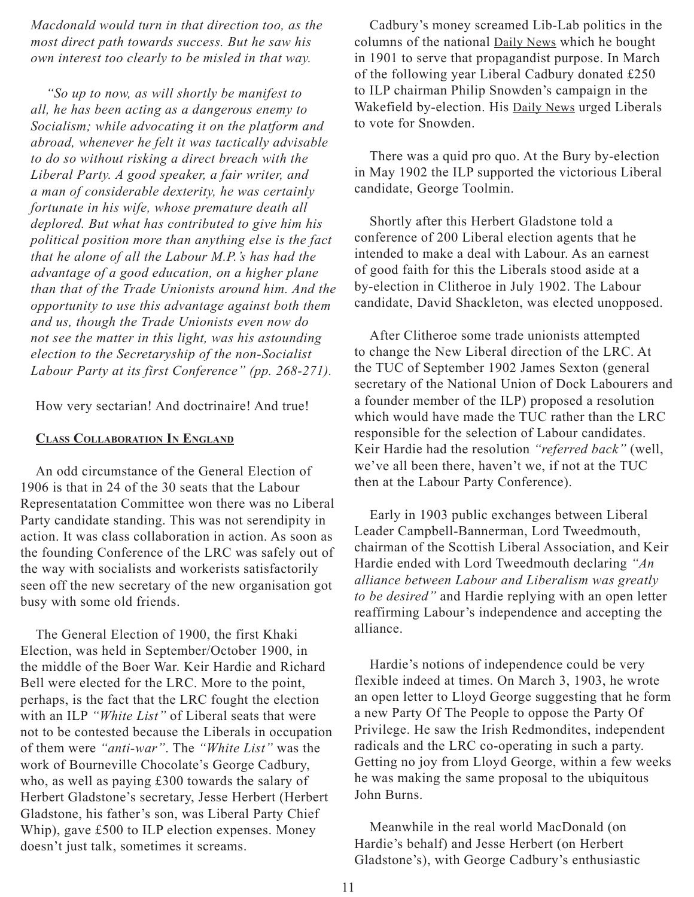*Macdonald would turn in that direction too, as the most direct path towards success. But he saw his own interest too clearly to be misled in that way.*

*"So up to now, as will shortly be manifest to all, he has been acting as a dangerous enemy to Socialism; while advocating it on the platform and abroad, whenever he felt it was tactically advisable to do so without risking a direct breach with the Liberal Party. A good speaker, a fair writer, and a man of considerable dexterity, he was certainly fortunate in his wife, whose premature death all deplored. But what has contributed to give him his political position more than anything else is the fact that he alone of all the Labour M.P.'s has had the advantage of a good education, on a higher plane than that of the Trade Unionists around him. And the opportunity to use this advantage against both them and us, though the Trade Unionists even now do not see the matter in this light, was his astounding election to the Secretaryship of the non-Socialist Labour Party at its first Conference" (pp. 268-271).*

How very sectarian! And doctrinaire! And true!

## Class Collaboration In England

An odd circumstance of the General Election of 1906 is that in 24 of the 30 seats that the Labour Representatation Committee won there was no Liberal Party candidate standing. This was not serendipity in action. It was class collaboration in action. As soon as the founding Conference of the LRC was safely out of the way with socialists and workerists satisfactorily seen off the new secretary of the new organisation got busy with some old friends.

The General Election of 1900, the first Khaki Election, was held in September/October 1900, in the middle of the Boer War. Keir Hardie and Richard Bell were elected for the LRC. More to the point, perhaps, is the fact that the LRC fought the election with an ILP *"White List"* of Liberal seats that were not to be contested because the Liberals in occupation of them were *"anti-war"*. The *"White List"* was the work of Bourneville Chocolate's George Cadbury, who, as well as paying £300 towards the salary of Herbert Gladstone's secretary, Jesse Herbert (Herbert Gladstone, his father's son, was Liberal Party Chief Whip), gave £500 to ILP election expenses. Money doesn't just talk, sometimes it screams.

Cadbury's money screamed Lib-Lab politics in the columns of the national Daily News which he bought in 1901 to serve that propagandist purpose. In March of the following year Liberal Cadbury donated £250 to ILP chairman Philip Snowden's campaign in the Wakefield by-election. His Daily News urged Liberals to vote for Snowden.

There was a quid pro quo. At the Bury by-election in May 1902 the ILP supported the victorious Liberal candidate, George Toolmin.

Shortly after this Herbert Gladstone told a conference of 200 Liberal election agents that he intended to make a deal with Labour. As an earnest of good faith for this the Liberals stood aside at a by-election in Clitheroe in July 1902. The Labour candidate, David Shackleton, was elected unopposed.

After Clitheroe some trade unionists attempted to change the New Liberal direction of the LRC. At the TUC of September 1902 James Sexton (general secretary of the National Union of Dock Labourers and a founder member of the ILP) proposed a resolution which would have made the TUC rather than the LRC responsible for the selection of Labour candidates. Keir Hardie had the resolution *"referred back"* (well, we've all been there, haven't we, if not at the TUC then at the Labour Party Conference).

Early in 1903 public exchanges between Liberal Leader Campbell-Bannerman, Lord Tweedmouth, chairman of the Scottish Liberal Association, and Keir Hardie ended with Lord Tweedmouth declaring *"An alliance between Labour and Liberalism was greatly to be desired"* and Hardie replying with an open letter reaffirming Labour's independence and accepting the alliance.

Hardie's notions of independence could be very flexible indeed at times. On March 3, 1903, he wrote an open letter to Lloyd George suggesting that he form a new Party Of The People to oppose the Party Of Privilege. He saw the Irish Redmondites, independent radicals and the LRC co-operating in such a party. Getting no joy from Lloyd George, within a few weeks he was making the same proposal to the ubiquitous John Burns.

Meanwhile in the real world MacDonald (on Hardie's behalf) and Jesse Herbert (on Herbert Gladstone's), with George Cadbury's enthusiastic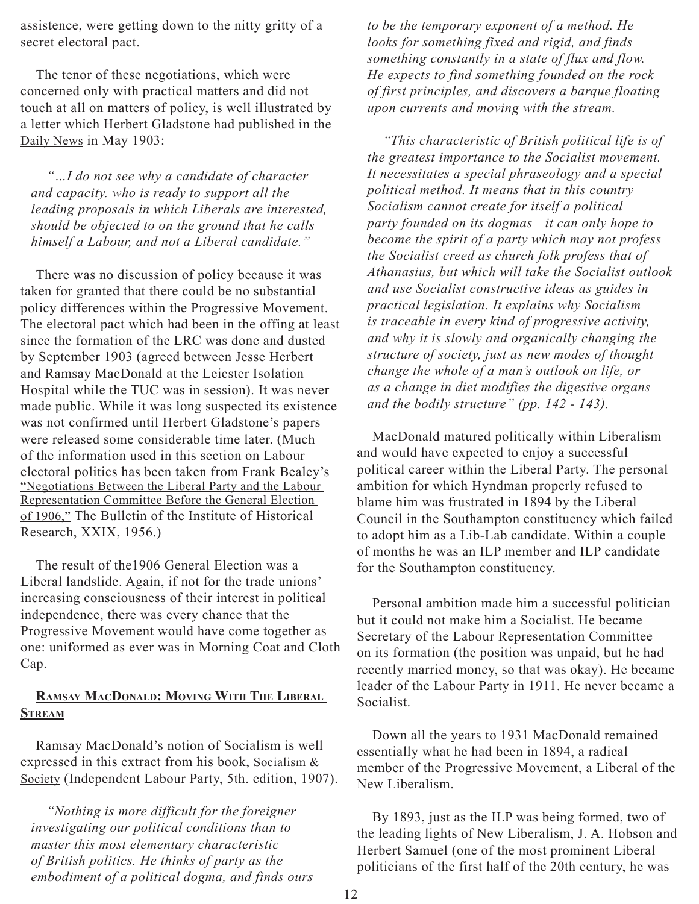assistence, were getting down to the nitty gritty of a secret electoral pact.

The tenor of these negotiations, which were concerned only with practical matters and did not touch at all on matters of policy, is well illustrated by a letter which Herbert Gladstone had published in the Daily News in May 1903:

> *"…I do not see why a candidate of character and capacity. who is ready to support all the leading proposals in which Liberals are interested, should be objected to on the ground that he calls himself a Labour, and not a Liberal candidate."*

There was no discussion of policy because it was taken for granted that there could be no substantial policy differences within the Progressive Movement. The electoral pact which had been in the offing at least since the formation of the LRC was done and dusted by September 1903 (agreed between Jesse Herbert and Ramsay MacDonald at the Leicster Isolation Hospital while the TUC was in session). It was never made public. While it was long suspected its existence was not confirmed until Herbert Gladstone's papers were released some considerable time later. (Much of the information used in this section on Labour electoral politics has been taken from Frank Bealey's "Negotiations Between the Liberal Party and the Labour Representation Committee Before the General Election of 1906," The Bulletin of the Institute of Historical Research, XXIX, 1956.)

The result of the1906 General Election was a Liberal landslide. Again, if not for the trade unions' increasing consciousness of their interest in political independence, there was every chance that the Progressive Movement would have come together as one: uniformed as ever was in Morning Coat and Cloth Cap.

## Ramsay MacDonald: Moving With The Liberal Stream

Ramsay MacDonald's notion of Socialism is well expressed in this extract from his book, Socialism & Society (Independent Labour Party, 5th. edition, 1907).

> *"Nothing is more difficult for the foreigner investigating our political conditions than to master this most elementary characteristic of British politics. He thinks of party as the embodiment of a political dogma, and finds ours to be the temporary exponent of a method. He looks for something fixed and rigid, and finds something constantly in a state of flux and flow. He expects to find something founded on the rock of first principles, and discovers a barque floating upon currents and moving with the stream.*
>
> *"This characteristic of British political life is of the greatest importance to the Socialist movement. It necessitates a special phraseology and a special political method. It means that in this country Socialism cannot create for itself a political party founded on its dogmas—it can only hope to become the spirit of a party which may not profess the Socialist creed as church folk profess that of Athanasius, but which will take the Socialist outlook and use Socialist constructive ideas as guides in practical legislation. It explains why Socialism is traceable in every kind of progressive activity, and why it is slowly and organically changing the structure of society, just as new modes of thought change the whole of a man's outlook on life, or as a change in diet modifies the digestive organs and the bodily structure" (pp. 142 - 143).*

MacDonald matured politically within Liberalism and would have expected to enjoy a successful political career within the Liberal Party. The personal ambition for which Hyndman properly refused to blame him was frustrated in 1894 by the Liberal Council in the Southampton constituency which failed to adopt him as a Lib-Lab candidate. Within a couple of months he was an ILP member and ILP candidate for the Southampton constituency.

Personal ambition made him a successful politician but it could not make him a Socialist. He became Secretary of the Labour Representation Committee on its formation (the position was unpaid, but he had recently married money, so that was okay). He became leader of the Labour Party in 1911. He never became a Socialist.

Down all the years to 1931 MacDonald remained essentially what he had been in 1894, a radical member of the Progressive Movement, a Liberal of the New Liberalism.

By 1893, just as the ILP was being formed, two of the leading lights of New Liberalism, J. A. Hobson and Herbert Samuel (one of the most prominent Liberal politicians of the first half of the 20th century, he was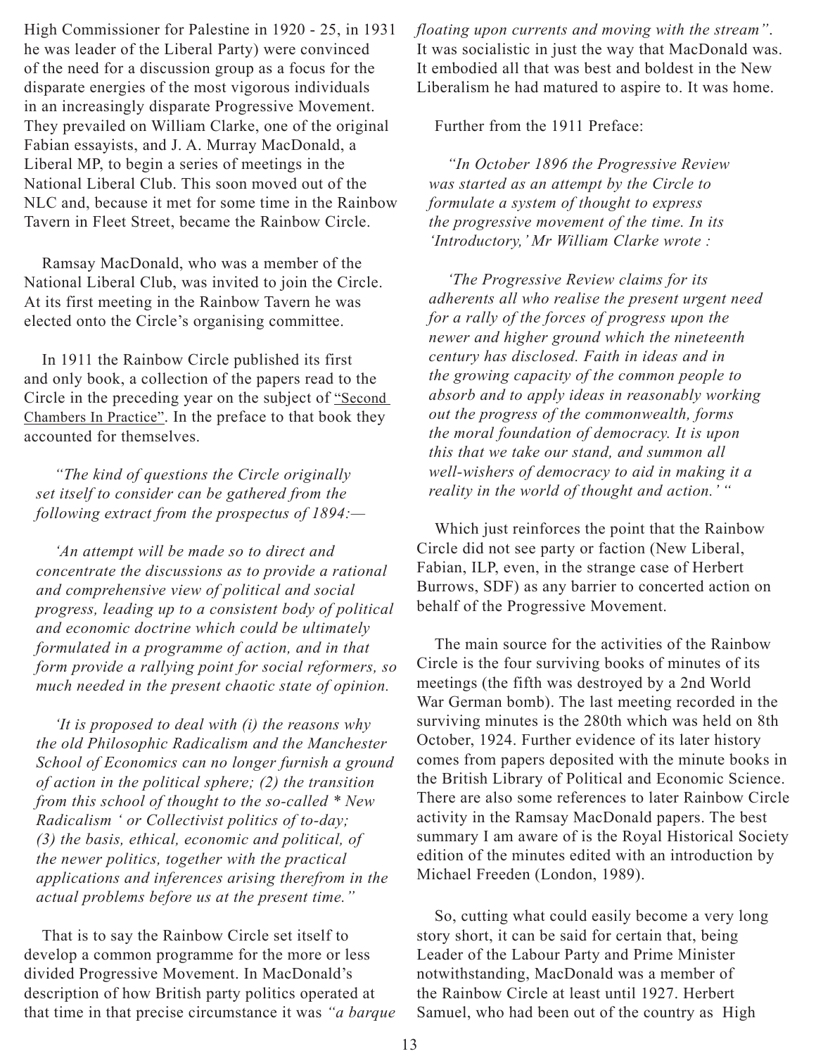High Commissioner for Palestine in 1920 - 25, in 1931 he was leader of the Liberal Party) were convinced of the need for a discussion group as a focus for the disparate energies of the most vigorous individuals in an increasingly disparate Progressive Movement. They prevailed on William Clarke, one of the original Fabian essayists, and J. A. Murray MacDonald, a Liberal MP, to begin a series of meetings in the National Liberal Club. This soon moved out of the NLC and, because it met for some time in the Rainbow Tavern in Fleet Street, became the Rainbow Circle.

Ramsay MacDonald, who was a member of the National Liberal Club, was invited to join the Circle. At its first meeting in the Rainbow Tavern he was elected onto the Circle's organising committee.

In 1911 the Rainbow Circle published its first and only book, a collection of the papers read to the Circle in the preceding year on the subject of "Second Chambers In Practice". In the preface to that book they accounted for themselves.

*"The kind of questions the Circle originally set itself to consider can be gathered from the following extract from the prospectus of 1894:—*

*'An attempt will be made so to direct and concentrate the discussions as to provide a rational and comprehensive view of political and social progress, leading up to a consistent body of political and economic doctrine which could be ultimately formulated in a programme of action, and in that form provide a rallying point for social reformers, so much needed in the present chaotic state of opinion.*

*'It is proposed to deal with (i) the reasons why the old Philosophic Radicalism and the Manchester School of Economics can no longer furnish a ground of action in the political sphere; (2) the transition from this school of thought to the so-called * New Radicalism ' or Collectivist politics of to-day; (3) the basis, ethical, economic and political, of the newer politics, together with the practical applications and inferences arising therefrom in the actual problems before us at the present time."*

That is to say the Rainbow Circle set itself to develop a common programme for the more or less divided Progressive Movement. In MacDonald's description of how British party politics operated at that time in that precise circumstance it was *"a barque floating upon currents and moving with the stream"*. It was socialistic in just the way that MacDonald was. It embodied all that was best and boldest in the New Liberalism he had matured to aspire to. It was home.

Further from the 1911 Preface:

*"In October 1896 the Progressive Review was started as an attempt by the Circle to formulate a system of thought to express the progressive movement of the time. In its 'Introductory,' Mr William Clarke wrote :*

*'The Progressive Review claims for its adherents all who realise the present urgent need for a rally of the forces of progress upon the newer and higher ground which the nineteenth century has disclosed. Faith in ideas and in the growing capacity of the common people to absorb and to apply ideas in reasonably working out the progress of the commonwealth, forms the moral foundation of democracy. It is upon this that we take our stand, and summon all well-wishers of democracy to aid in making it a reality in the world of thought and action.' "*

Which just reinforces the point that the Rainbow Circle did not see party or faction (New Liberal, Fabian, ILP, even, in the strange case of Herbert Burrows, SDF) as any barrier to concerted action on behalf of the Progressive Movement.

The main source for the activities of the Rainbow Circle is the four surviving books of minutes of its meetings (the fifth was destroyed by a 2nd World War German bomb). The last meeting recorded in the surviving minutes is the 280th which was held on 8th October, 1924. Further evidence of its later history comes from papers deposited with the minute books in the British Library of Political and Economic Science. There are also some references to later Rainbow Circle activity in the Ramsay MacDonald papers. The best summary I am aware of is the Royal Historical Society edition of the minutes edited with an introduction by Michael Freeden (London, 1989).

So, cutting what could easily become a very long story short, it can be said for certain that, being Leader of the Labour Party and Prime Minister notwithstanding, MacDonald was a member of the Rainbow Circle at least until 1927. Herbert Samuel, who had been out of the country as High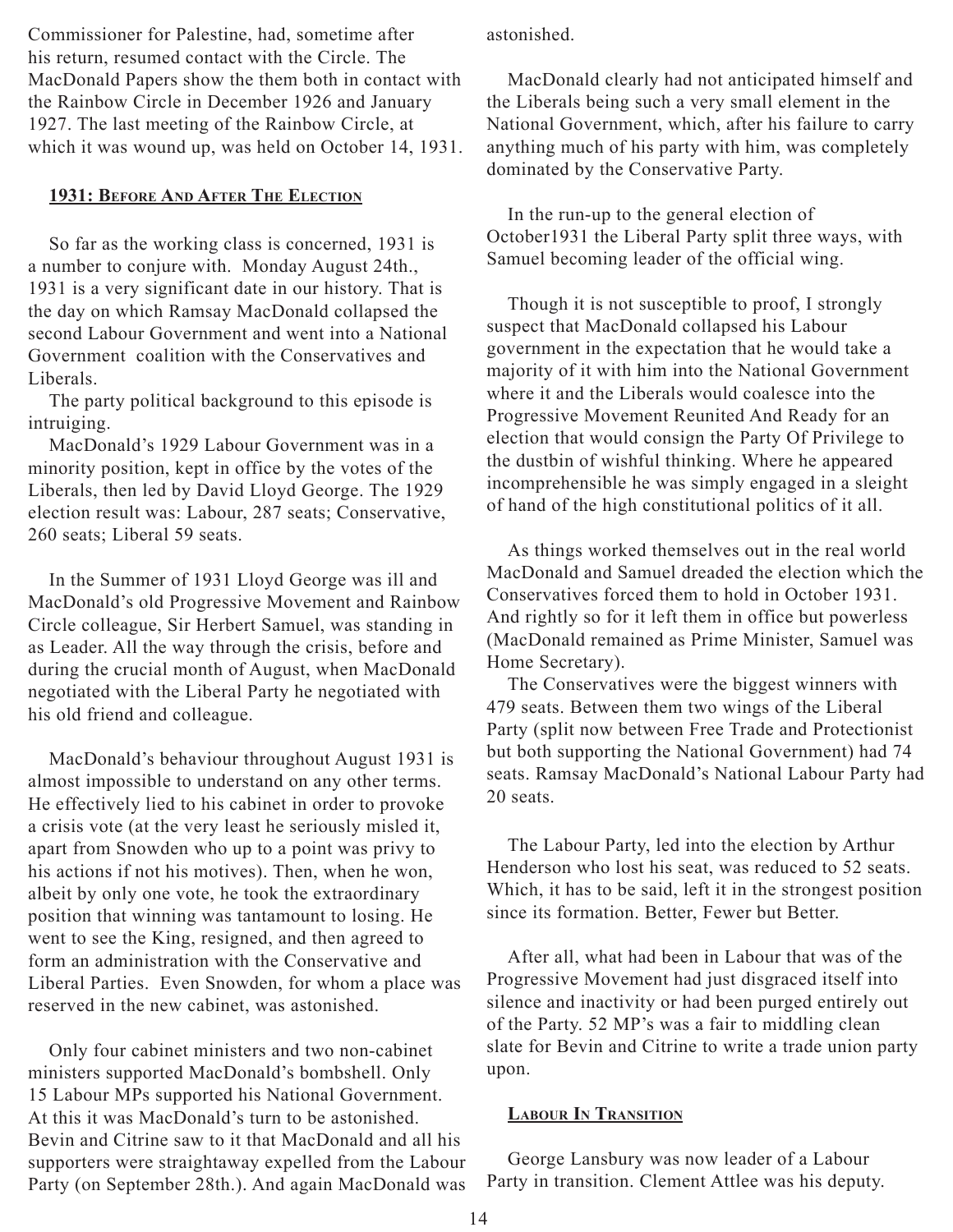Commissioner for Palestine, had, sometime after his return, resumed contact with the Circle. The MacDonald Papers show the them both in contact with the Rainbow Circle in December 1926 and January 1927. The last meeting of the Rainbow Circle, at which it was wound up, was held on October 14, 1931.

## 1931: Before And After The Election

So far as the working class is concerned, 1931 is a number to conjure with. Monday August 24th., 1931 is a very significant date in our history. That is the day on which Ramsay MacDonald collapsed the second Labour Government and went into a National Government coalition with the Conservatives and Liberals.

The party political background to this episode is intruiging.

MacDonald's 1929 Labour Government was in a minority position, kept in office by the votes of the Liberals, then led by David Lloyd George. The 1929 election result was: Labour, 287 seats; Conservative, 260 seats; Liberal 59 seats.

In the Summer of 1931 Lloyd George was ill and MacDonald's old Progressive Movement and Rainbow Circle colleague, Sir Herbert Samuel, was standing in as Leader. All the way through the crisis, before and during the crucial month of August, when MacDonald negotiated with the Liberal Party he negotiated with his old friend and colleague.

MacDonald's behaviour throughout August 1931 is almost impossible to understand on any other terms. He effectively lied to his cabinet in order to provoke a crisis vote (at the very least he seriously misled it, apart from Snowden who up to a point was privy to his actions if not his motives). Then, when he won, albeit by only one vote, he took the extraordinary position that winning was tantamount to losing. He went to see the King, resigned, and then agreed to form an administration with the Conservative and Liberal Parties. Even Snowden, for whom a place was reserved in the new cabinet, was astonished.

Only four cabinet ministers and two non-cabinet ministers supported MacDonald's bombshell. Only 15 Labour MPs supported his National Government. At this it was MacDonald's turn to be astonished. Bevin and Citrine saw to it that MacDonald and all his supporters were straightaway expelled from the Labour Party (on September 28th.). And again MacDonald was astonished.

MacDonald clearly had not anticipated himself and the Liberals being such a very small element in the National Government, which, after his failure to carry anything much of his party with him, was completely dominated by the Conservative Party.

In the run-up to the general election of October1931 the Liberal Party split three ways, with Samuel becoming leader of the official wing.

Though it is not susceptible to proof, I strongly suspect that MacDonald collapsed his Labour government in the expectation that he would take a majority of it with him into the National Government where it and the Liberals would coalesce into the Progressive Movement Reunited And Ready for an election that would consign the Party Of Privilege to the dustbin of wishful thinking. Where he appeared incomprehensible he was simply engaged in a sleight of hand of the high constitutional politics of it all.

As things worked themselves out in the real world MacDonald and Samuel dreaded the election which the Conservatives forced them to hold in October 1931. And rightly so for it left them in office but powerless (MacDonald remained as Prime Minister, Samuel was Home Secretary).

The Conservatives were the biggest winners with 479 seats. Between them two wings of the Liberal Party (split now between Free Trade and Protectionist but both supporting the National Government) had 74 seats. Ramsay MacDonald's National Labour Party had 20 seats.

The Labour Party, led into the election by Arthur Henderson who lost his seat, was reduced to 52 seats. Which, it has to be said, left it in the strongest position since its formation. Better, Fewer but Better.

After all, what had been in Labour that was of the Progressive Movement had just disgraced itself into silence and inactivity or had been purged entirely out of the Party. 52 MP's was a fair to middling clean slate for Bevin and Citrine to write a trade union party upon.

## Labour In Transition

George Lansbury was now leader of a Labour Party in transition. Clement Attlee was his deputy.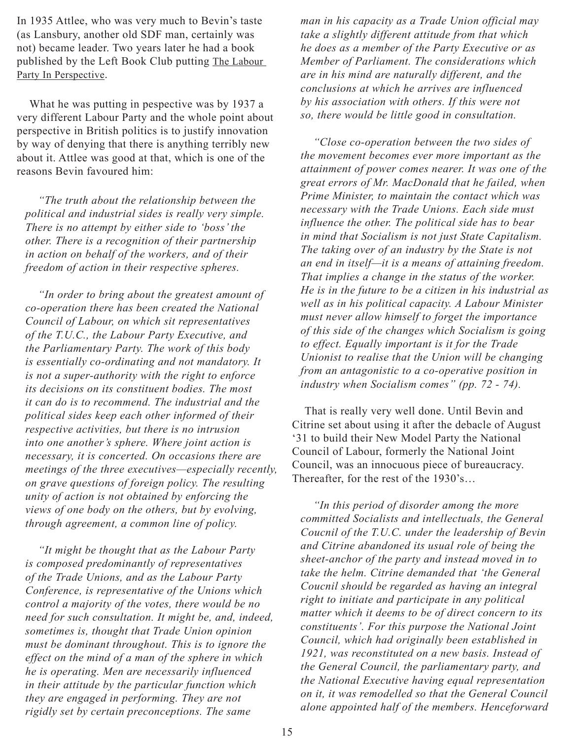In 1935 Attlee, who was very much to Bevin's taste (as Lansbury, another old SDF man, certainly was not) became leader. Two years later he had a book published by the Left Book Club putting The Labour Party In Perspective.

What he was putting in pespective was by 1937 a very different Labour Party and the whole point about perspective in British politics is to justify innovation by way of denying that there is anything terribly new about it. Attlee was good at that, which is one of the reasons Bevin favoured him:

*"The truth about the relationship between the political and industrial sides is really very simple. There is no attempt by either side to 'boss' the other. There is a recognition of their partnership in action on behalf of the workers, and of their freedom of action in their respective spheres.*

*"In order to bring about the greatest amount of co-operation there has been created the National Council of Labour, on which sit representatives of the T.U.C., the Labour Party Executive, and the Parliamentary Party. The work of this body is essentially co-ordinating and not mandatory. It is not a super-authority with the right to enforce its decisions on its constituent bodies. The most it can do is to recommend. The industrial and the political sides keep each other informed of their respective activities, but there is no intrusion into one another's sphere. Where joint action is necessary, it is concerted. On occasions there are meetings of the three executives—especially recently, on grave questions of foreign policy. The resulting unity of action is not obtained by enforcing the views of one body on the others, but by evolving, through agreement, a common line of policy.*

*"It might be thought that as the Labour Party is composed predominantly of representatives of the Trade Unions, and as the Labour Party Conference, is representative of the Unions which control a majority of the votes, there would be no need for such consultation. It might be, and, indeed, sometimes is, thought that Trade Union opinion must be dominant throughout. This is to ignore the effect on the mind of a man of the sphere in which he is operating. Men are necessarily influenced in their attitude by the particular function which they are engaged in performing. They are not rigidly set by certain preconceptions. The same man in his capacity as a Trade Union official may take a slightly different attitude from that which he does as a member of the Party Executive or as Member of Parliament. The considerations which are in his mind are naturally different, and the conclusions at which he arrives are influenced by his association with others. If this were not so, there would be little good in consultation.*

*"Close co-operation between the two sides of the movement becomes ever more important as the attainment of power comes nearer. It was one of the great errors of Mr. MacDonald that he failed, when Prime Minister, to maintain the contact which was necessary with the Trade Unions. Each side must influence the other. The political side has to bear in mind that Socialism is not just State Capitalism. The taking over of an industry by the State is not an end in itself—it is a means of attaining freedom. That implies a change in the status of the worker. He is in the future to be a citizen in his industrial as well as in his political capacity. A Labour Minister must never allow himself to forget the importance of this side of the changes which Socialism is going to effect. Equally important is it for the Trade Unionist to realise that the Union will be changing from an antagonistic to a co-operative position in industry when Socialism comes" (pp. 72 - 74).*

That is really very well done. Until Bevin and Citrine set about using it after the debacle of August '31 to build their New Model Party the National Council of Labour, formerly the National Joint Council, was an innocuous piece of bureaucracy. Thereafter, for the rest of the 1930's…

*"In this period of disorder among the more committed Socialists and intellectuals, the General Coucnil of the T.U.C. under the leadership of Bevin and Citrine abandoned its usual role of being the sheet-anchor of the party and instead moved in to take the helm. Citrine demanded that 'the General Coucnil should be regarded as having an integral right to initiate and participate in any political matter which it deems to be of direct concern to its constituents'. For this purpose the National Joint Council, which had originally been established in 1921, was reconstituted on a new basis. Instead of the General Council, the parliamentary party, and the National Executive having equal representation on it, it was remodelled so that the General Council alone appointed half of the members. Henceforward*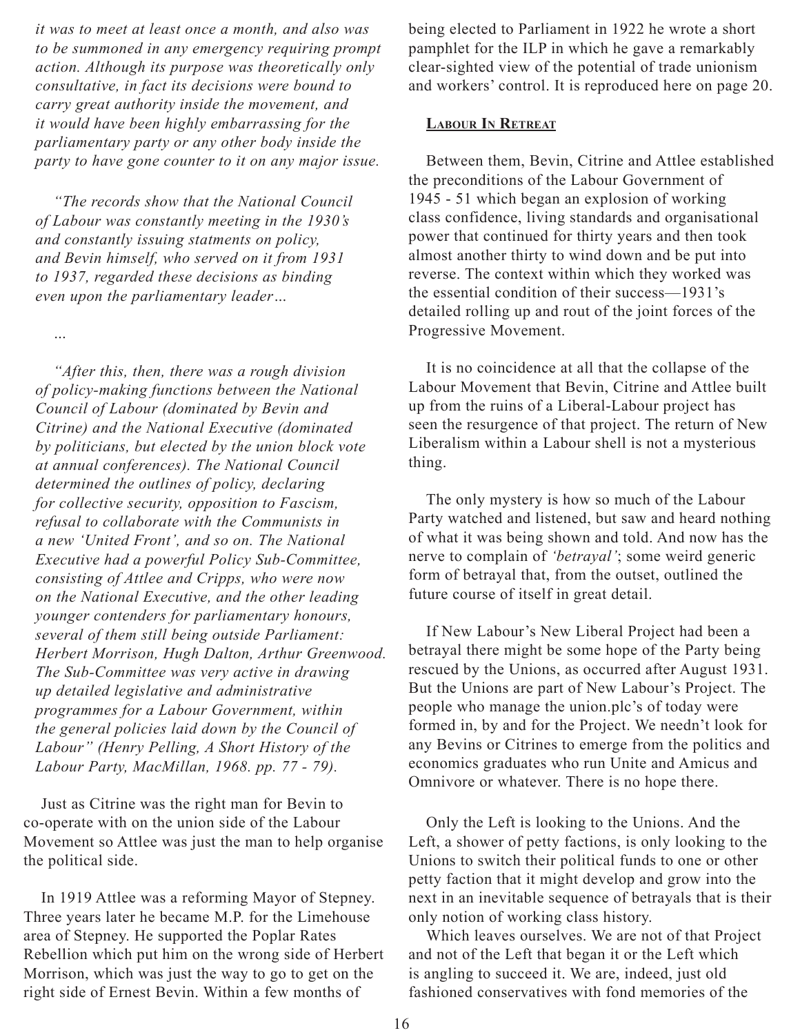*it was to meet at least once a month, and also was to be summoned in any emergency requiring prompt action. Although its purpose was theoretically only consultative, in fact its decisions were bound to carry great authority inside the movement, and it would have been highly embarrassing for the parliamentary party or any other body inside the party to have gone counter to it on any major issue.*

*"The records show that the National Council of Labour was constantly meeting in the 1930's and constantly issuing statments on policy, and Bevin himself, who served on it from 1931 to 1937, regarded these decisions as binding even upon the parliamentary leader…*

*…*

*"After this, then, there was a rough division of policy-making functions between the National Council of Labour (dominated by Bevin and Citrine) and the National Executive (dominated by politicians, but elected by the union block vote at annual conferences). The National Council determined the outlines of policy, declaring for collective security, opposition to Fascism, refusal to collaborate with the Communists in a new 'United Front', and so on. The National Executive had a powerful Policy Sub-Committee, consisting of Attlee and Cripps, who were now on the National Executive, and the other leading younger contenders for parliamentary honours, several of them still being outside Parliament: Herbert Morrison, Hugh Dalton, Arthur Greenwood. The Sub-Committee was very active in drawing up detailed legislative and administrative programmes for a Labour Government, within the general policies laid down by the Council of Labour" (Henry Pelling, A Short History of the Labour Party, MacMillan, 1968. pp. 77 - 79).*

Just as Citrine was the right man for Bevin to co-operate with on the union side of the Labour Movement so Attlee was just the man to help organise the political side.

In 1919 Attlee was a reforming Mayor of Stepney. Three years later he became M.P. for the Limehouse area of Stepney. He supported the Poplar Rates Rebellion which put him on the wrong side of Herbert Morrison, which was just the way to go to get on the right side of Ernest Bevin. Within a few months of being elected to Parliament in 1922 he wrote a short pamphlet for the ILP in which he gave a remarkably clear-sighted view of the potential of trade unionism and workers' control. It is reproduced here on page 20.

## Labour In Retreat

Between them, Bevin, Citrine and Attlee established the preconditions of the Labour Government of 1945 - 51 which began an explosion of working class confidence, living standards and organisational power that continued for thirty years and then took almost another thirty to wind down and be put into reverse. The context within which they worked was the essential condition of their success—1931's detailed rolling up and rout of the joint forces of the Progressive Movement.

It is no coincidence at all that the collapse of the Labour Movement that Bevin, Citrine and Attlee built up from the ruins of a Liberal-Labour project has seen the resurgence of that project. The return of New Liberalism within a Labour shell is not a mysterious thing.

The only mystery is how so much of the Labour Party watched and listened, but saw and heard nothing of what it was being shown and told. And now has the nerve to complain of *'betrayal'*; some weird generic form of betrayal that, from the outset, outlined the future course of itself in great detail.

If New Labour's New Liberal Project had been a betrayal there might be some hope of the Party being rescued by the Unions, as occurred after August 1931. But the Unions are part of New Labour's Project. The people who manage the union.plc's of today were formed in, by and for the Project. We needn't look for any Bevins or Citrines to emerge from the politics and economics graduates who run Unite and Amicus and Omnivore or whatever. There is no hope there.

Only the Left is looking to the Unions. And the Left, a shower of petty factions, is only looking to the Unions to switch their political funds to one or other petty faction that it might develop and grow into the next in an inevitable sequence of betrayals that is their only notion of working class history.

Which leaves ourselves. We are not of that Project and not of the Left that began it or the Left which is angling to succeed it. We are, indeed, just old fashioned conservatives with fond memories of the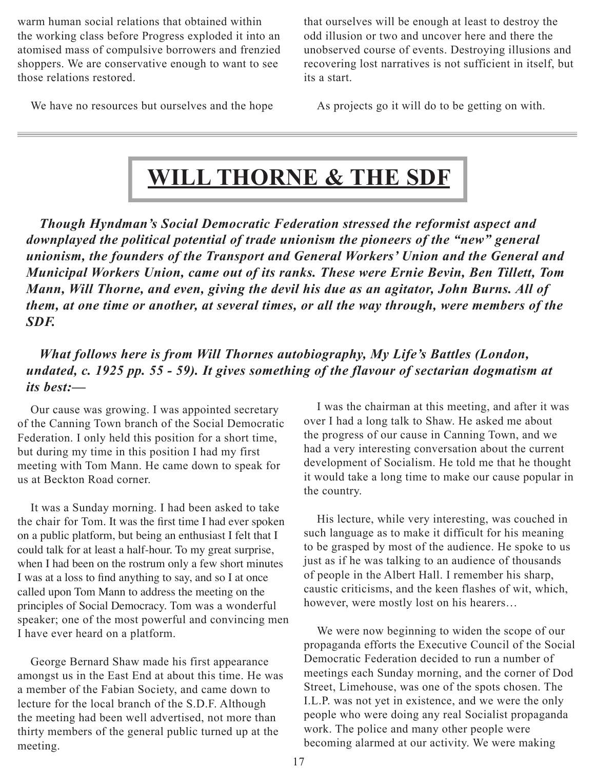warm human social relations that obtained within the working class before Progress exploded it into an atomised mass of compulsive borrowers and frenzied shoppers. We are conservative enough to want to see those relations restored.

We have no resources but ourselves and the hope that ourselves will be enough at least to destroy the odd illusion or two and uncover here and there the unobserved course of events. Destroying illusions and recovering lost narratives is not sufficient in itself, but its a start.

As projects go it will do to be getting on with.

---

# WILL THORNE & THE SDF

***Though Hyndman's Social Democratic Federation stressed the reformist aspect and downplayed the political potential of trade unionism the pioneers of the "new" general unionism, the founders of the Transport and General Workers' Union and the General and Municipal Workers Union, came out of its ranks. These were Ernie Bevin, Ben Tillett, Tom Mann, Will Thorne, and even, giving the devil his due as an agitator, John Burns. All of them, at one time or another, at several times, or all the way through, were members of the SDF.***

***What follows here is from Will Thornes autobiography, My Life's Battles (London, undated, c. 1925 pp. 55 - 59). It gives something of the flavour of sectarian dogmatism at its best:—***

Our cause was growing. I was appointed secretary of the Canning Town branch of the Social Democratic Federation. I only held this position for a short time, but during my time in this position I had my first meeting with Tom Mann. He came down to speak for us at Beckton Road corner.

It was a Sunday morning. I had been asked to take the chair for Tom. It was the first time I had ever spoken on a public platform, but being an enthusiast I felt that I could talk for at least a half-hour. To my great surprise, when I had been on the rostrum only a few short minutes I was at a loss to find anything to say, and so I at once called upon Tom Mann to address the meeting on the principles of Social Democracy. Tom was a wonderful speaker; one of the most powerful and convincing men I have ever heard on a platform.

George Bernard Shaw made his first appearance amongst us in the East End at about this time. He was a member of the Fabian Society, and came down to lecture for the local branch of the S.D.F. Although the meeting had been well advertised, not more than thirty members of the general public turned up at the meeting.

I was the chairman at this meeting, and after it was over I had a long talk to Shaw. He asked me about the progress of our cause in Canning Town, and we had a very interesting conversation about the current development of Socialism. He told me that he thought it would take a long time to make our cause popular in the country.

His lecture, while very interesting, was couched in such language as to make it difficult for his meaning to be grasped by most of the audience. He spoke to us just as if he was talking to an audience of thousands of people in the Albert Hall. I remember his sharp, caustic criticisms, and the keen flashes of wit, which, however, were mostly lost on his hearers…

We were now beginning to widen the scope of our propaganda efforts the Executive Council of the Social Democratic Federation decided to run a number of meetings each Sunday morning, and the corner of Dod Street, Limehouse, was one of the spots chosen. The I.L.P. was not yet in existence, and we were the only people who were doing any real Socialist propaganda work. The police and many other people were becoming alarmed at our activity. We were making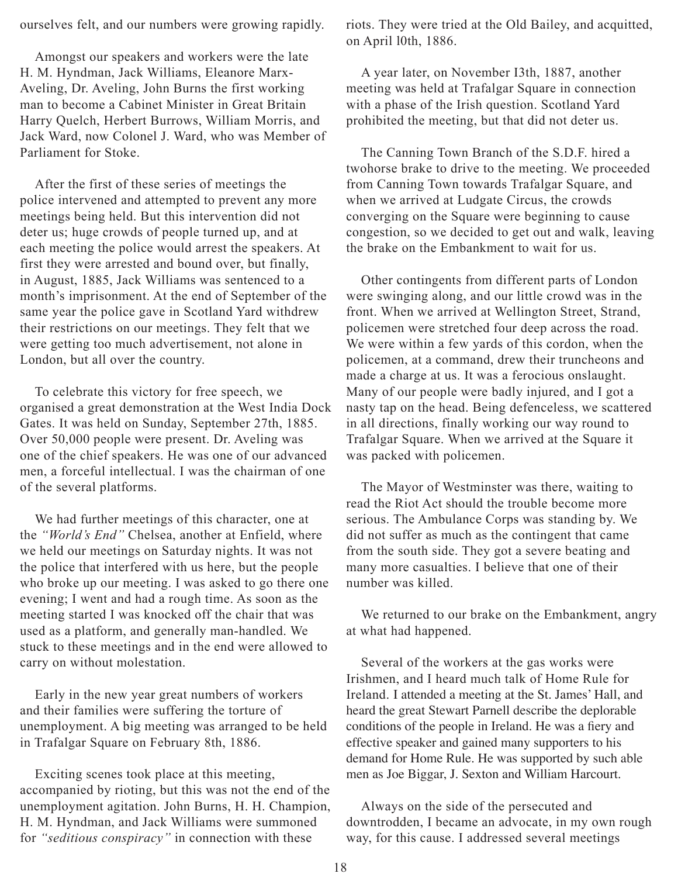ourselves felt, and our numbers were growing rapidly.

Amongst our speakers and workers were the late H. M. Hyndman, Jack Williams, Eleanore Marx-Aveling, Dr. Aveling, John Burns the first working man to become a Cabinet Minister in Great Britain Harry Quelch, Herbert Burrows, William Morris, and Jack Ward, now Colonel J. Ward, who was Member of Parliament for Stoke.

After the first of these series of meetings the police intervened and attempted to prevent any more meetings being held. But this intervention did not deter us; huge crowds of people turned up, and at each meeting the police would arrest the speakers. At first they were arrested and bound over, but finally, in August, 1885, Jack Williams was sentenced to a month's imprisonment. At the end of September of the same year the police gave in Scotland Yard withdrew their restrictions on our meetings. They felt that we were getting too much advertisement, not alone in London, but all over the country.

To celebrate this victory for free speech, we organised a great demonstration at the West India Dock Gates. It was held on Sunday, September 27th, 1885. Over 50,000 people were present. Dr. Aveling was one of the chief speakers. He was one of our advanced men, a forceful intellectual. I was the chairman of one of the several platforms.

We had further meetings of this character, one at the *"World's End"* Chelsea, another at Enfield, where we held our meetings on Saturday nights. It was not the police that interfered with us here, but the people who broke up our meeting. I was asked to go there one evening; I went and had a rough time. As soon as the meeting started I was knocked off the chair that was used as a platform, and generally man-handled. We stuck to these meetings and in the end were allowed to carry on without molestation.

Early in the new year great numbers of workers and their families were suffering the torture of unemployment. A big meeting was arranged to be held in Trafalgar Square on February 8th, 1886.

Exciting scenes took place at this meeting, accompanied by rioting, but this was not the end of the unemployment agitation. John Burns, H. H. Champion, H. M. Hyndman, and Jack Williams were summoned for *"seditious conspiracy"* in connection with these riots. They were tried at the Old Bailey, and acquitted, on April l0th, 1886.

A year later, on November I3th, 1887, another meeting was held at Trafalgar Square in connection with a phase of the Irish question. Scotland Yard prohibited the meeting, but that did not deter us.

The Canning Town Branch of the S.D.F. hired a twohorse brake to drive to the meeting. We proceeded from Canning Town towards Trafalgar Square, and when we arrived at Ludgate Circus, the crowds converging on the Square were beginning to cause congestion, so we decided to get out and walk, leaving the brake on the Embankment to wait for us.

Other contingents from different parts of London were swinging along, and our little crowd was in the front. When we arrived at Wellington Street, Strand, policemen were stretched four deep across the road. We were within a few yards of this cordon, when the policemen, at a command, drew their truncheons and made a charge at us. It was a ferocious onslaught. Many of our people were badly injured, and I got a nasty tap on the head. Being defenceless, we scattered in all directions, finally working our way round to Trafalgar Square. When we arrived at the Square it was packed with policemen.

The Mayor of Westminster was there, waiting to read the Riot Act should the trouble become more serious. The Ambulance Corps was standing by. We did not suffer as much as the contingent that came from the south side. They got a severe beating and many more casualties. I believe that one of their number was killed.

We returned to our brake on the Embankment, angry at what had happened.

Several of the workers at the gas works were Irishmen, and I heard much talk of Home Rule for Ireland. I attended a meeting at the St. James' Hall, and heard the great Stewart Parnell describe the deplorable conditions of the people in Ireland. He was a fiery and effective speaker and gained many supporters to his demand for Home Rule. He was supported by such able men as Joe Biggar, J. Sexton and William Harcourt.

Always on the side of the persecuted and downtrodden, I became an advocate, in my own rough way, for this cause. I addressed several meetings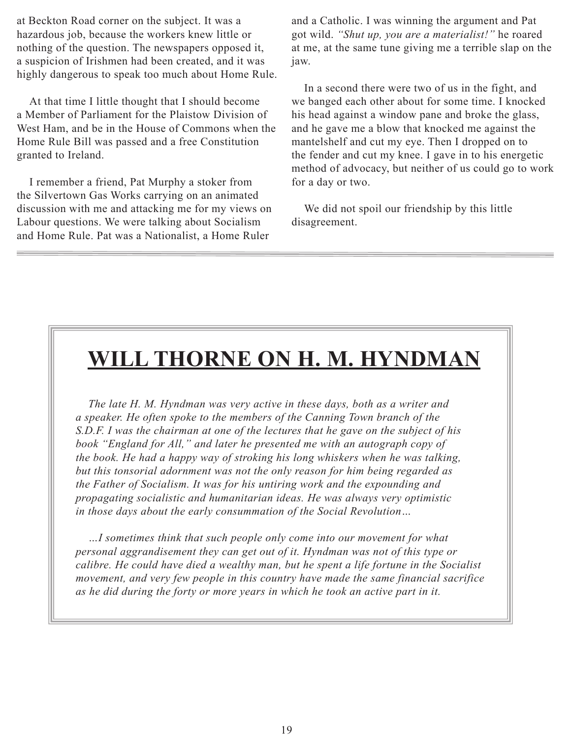at Beckton Road corner on the subject. It was a hazardous job, because the workers knew little or nothing of the question. The newspapers opposed it, a suspicion of Irishmen had been created, and it was highly dangerous to speak too much about Home Rule.

At that time I little thought that I should become a Member of Parliament for the Plaistow Division of West Ham, and be in the House of Commons when the Home Rule Bill was passed and a free Constitution granted to Ireland.

I remember a friend, Pat Murphy a stoker from the Silvertown Gas Works carrying on an animated discussion with me and attacking me for my views on Labour questions. We were talking about Socialism and Home Rule. Pat was a Nationalist, a Home Ruler and a Catholic. I was winning the argument and Pat got wild. *"Shut up, you are a materialist!"* he roared at me, at the same tune giving me a terrible slap on the jaw.

In a second there were two of us in the fight, and we banged each other about for some time. I knocked his head against a window pane and broke the glass, and he gave me a blow that knocked me against the mantelshelf and cut my eye. Then I dropped on to the fender and cut my knee. I gave in to his energetic method of advocacy, but neither of us could go to work for a day or two.

We did not spoil our friendship by this little disagreement.

---

## **WILL THORNE ON H. M. HYNDMAN**

*The late H. M. Hyndman was very active in these days, both as a writer and a speaker. He often spoke to the members of the Canning Town branch of the S.D.F. I was the chairman at one of the lectures that he gave on the subject of his book "England for All," and later he presented me with an autograph copy of the book. He had a happy way of stroking his long whiskers when he was talking, but this tonsorial adornment was not the only reason for him being regarded as the Father of Socialism. It was for his untiring work and the expounding and propagating socialistic and humanitarian ideas. He was always very optimistic in those days about the early consummation of the Social Revolution…*

*…I sometimes think that such people only come into our movement for what personal aggrandisement they can get out of it. Hyndman was not of this type or calibre. He could have died a wealthy man, but he spent a life fortune in the Socialist movement, and very few people in this country have made the same financial sacrifice as he did during the forty or more years in which he took an active part in it.*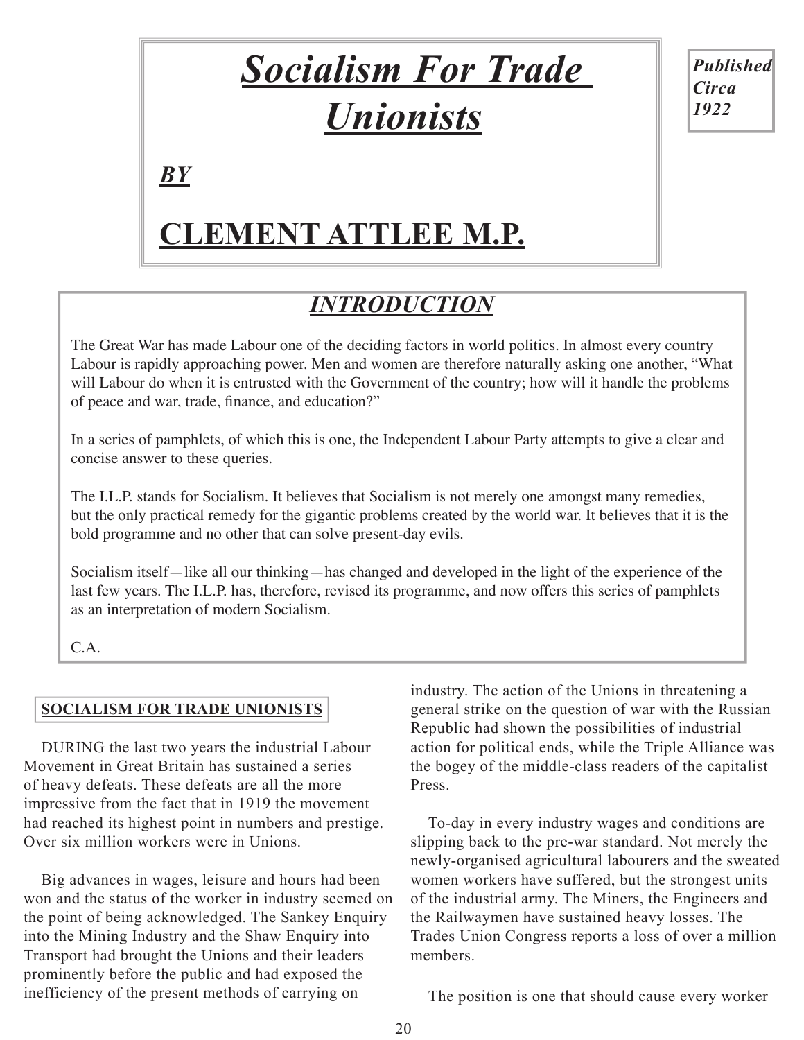# *Socialism For Trade Unionists*

***BY***

## CLEMENT ATTLEE M.P.

***Published Circa 1922***

## *INTRODUCTION*

The Great War has made Labour one of the deciding factors in world politics. In almost every country Labour is rapidly approaching power. Men and women are therefore naturally asking one another, "What will Labour do when it is entrusted with the Government of the country; how will it handle the problems of peace and war, trade, finance, and education?"

In a series of pamphlets, of which this is one, the Independent Labour Party attempts to give a clear and concise answer to these queries.

The I.L.P. stands for Socialism. It believes that Socialism is not merely one amongst many remedies, but the only practical remedy for the gigantic problems created by the world war. It believes that it is the bold programme and no other that can solve present-day evils.

Socialism itself—like all our thinking—has changed and developed in the light of the experience of the last few years. The I.L.P. has, therefore, revised its programme, and now offers this series of pamphlets as an interpretation of modern Socialism.

C.A.

### SOCIALISM FOR TRADE UNIONISTS

DURING the last two years the industrial Labour Movement in Great Britain has sustained a series of heavy defeats. These defeats are all the more impressive from the fact that in 1919 the movement had reached its highest point in numbers and prestige. Over six million workers were in Unions.

Big advances in wages, leisure and hours had been won and the status of the worker in industry seemed on the point of being acknowledged. The Sankey Enquiry into the Mining Industry and the Shaw Enquiry into Transport had brought the Unions and their leaders prominently before the public and had exposed the inefficiency of the present methods of carrying on industry. The action of the Unions in threatening a general strike on the question of war with the Russian Republic had shown the possibilities of industrial action for political ends, while the Triple Alliance was the bogey of the middle-class readers of the capitalist Press.

To-day in every industry wages and conditions are slipping back to the pre-war standard. Not merely the newly-organised agricultural labourers and the sweated women workers have suffered, but the strongest units of the industrial army. The Miners, the Engineers and the Railwaymen have sustained heavy losses. The Trades Union Congress reports a loss of over a million members.

The position is one that should cause every worker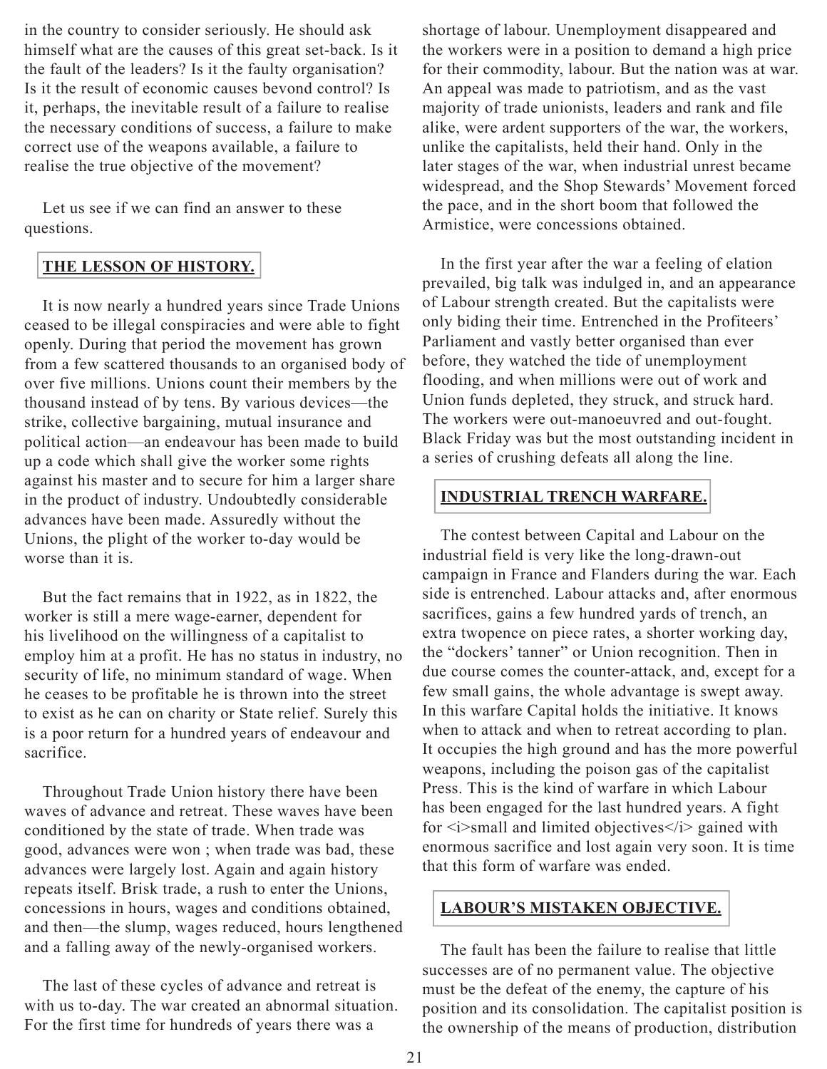in the country to consider seriously. He should ask himself what are the causes of this great set-back. Is it the fault of the leaders? Is it the faulty organisation? Is it the result of economic causes bevond control? Is it, perhaps, the inevitable result of a failure to realise the necessary conditions of success, a failure to make correct use of the weapons available, a failure to realise the true objective of the movement?

Let us see if we can find an answer to these questions.

## THE LESSON OF HISTORY.

It is now nearly a hundred years since Trade Unions ceased to be illegal conspiracies and were able to fight openly. During that period the movement has grown from a few scattered thousands to an organised body of over five millions. Unions count their members by the thousand instead of by tens. By various devices—the strike, collective bargaining, mutual insurance and political action—an endeavour has been made to build up a code which shall give the worker some rights against his master and to secure for him a larger share in the product of industry. Undoubtedly considerable advances have been made. Assuredly without the Unions, the plight of the worker to-day would be worse than it is.

But the fact remains that in 1922, as in 1822, the worker is still a mere wage-earner, dependent for his livelihood on the willingness of a capitalist to employ him at a profit. He has no status in industry, no security of life, no minimum standard of wage. When he ceases to be profitable he is thrown into the street to exist as he can on charity or State relief. Surely this is a poor return for a hundred years of endeavour and sacrifice.

Throughout Trade Union history there have been waves of advance and retreat. These waves have been conditioned by the state of trade. When trade was good, advances were won ; when trade was bad, these advances were largely lost. Again and again history repeats itself. Brisk trade, a rush to enter the Unions, concessions in hours, wages and conditions obtained, and then—the slump, wages reduced, hours lengthened and a falling away of the newly-organised workers.

The last of these cycles of advance and retreat is with us to-day. The war created an abnormal situation. For the first time for hundreds of years there was a shortage of labour. Unemployment disappeared and the workers were in a position to demand a high price for their commodity, labour. But the nation was at war. An appeal was made to patriotism, and as the vast majority of trade unionists, leaders and rank and file alike, were ardent supporters of the war, the workers, unlike the capitalists, held their hand. Only in the later stages of the war, when industrial unrest became widespread, and the Shop Stewards' Movement forced the pace, and in the short boom that followed the Armistice, were concessions obtained.

In the first year after the war a feeling of elation prevailed, big talk was indulged in, and an appearance of Labour strength created. But the capitalists were only biding their time. Entrenched in the Profiteers' Parliament and vastly better organised than ever before, they watched the tide of unemployment flooding, and when millions were out of work and Union funds depleted, they struck, and struck hard. The workers were out-manoeuvred and out-fought. Black Friday was but the most outstanding incident in a series of crushing defeats all along the line.

## INDUSTRIAL TRENCH WARFARE.

The contest between Capital and Labour on the industrial field is very like the long-drawn-out campaign in France and Flanders during the war. Each side is entrenched. Labour attacks and, after enormous sacrifices, gains a few hundred yards of trench, an extra twopence on piece rates, a shorter working day, the "dockers' tanner" or Union recognition. Then in due course comes the counter-attack, and, except for a few small gains, the whole advantage is swept away. In this warfare Capital holds the initiative. It knows when to attack and when to retreat according to plan. It occupies the high ground and has the more powerful weapons, including the poison gas of the capitalist Press. This is the kind of warfare in which Labour has been engaged for the last hundred years. A fight for *small and limited objectives* gained with enormous sacrifice and lost again very soon. It is time that this form of warfare was ended.

## LABOUR'S MISTAKEN OBJECTIVE.

The fault has been the failure to realise that little successes are of no permanent value. The objective must be the defeat of the enemy, the capture of his position and its consolidation. The capitalist position is the ownership of the means of production, distribution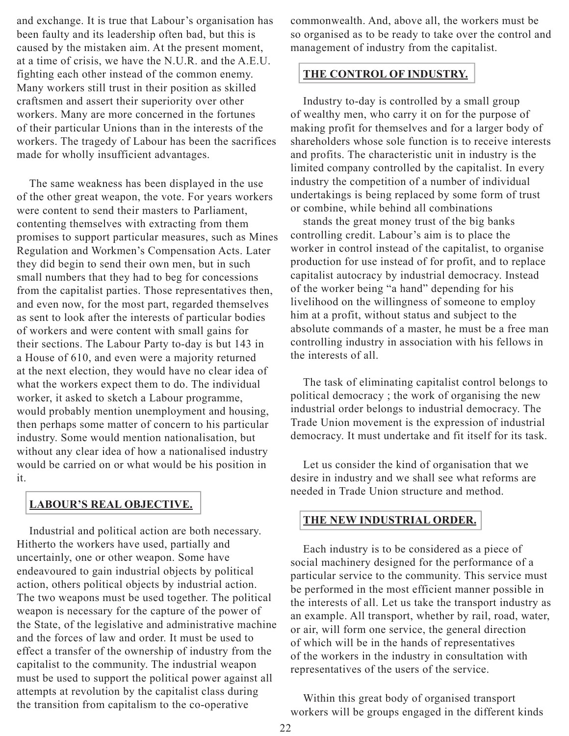and exchange. It is true that Labour's organisation has been faulty and its leadership often bad, but this is caused by the mistaken aim. At the present moment, at a time of crisis, we have the N.U.R. and the A.E.U. fighting each other instead of the common enemy. Many workers still trust in their position as skilled craftsmen and assert their superiority over other workers. Many are more concerned in the fortunes of their particular Unions than in the interests of the workers. The tragedy of Labour has been the sacrifices made for wholly insufficient advantages.

The same weakness has been displayed in the use of the other great weapon, the vote. For years workers were content to send their masters to Parliament, contenting themselves with extracting from them promises to support particular measures, such as Mines Regulation and Workmen's Compensation Acts. Later they did begin to send their own men, but in such small numbers that they had to beg for concessions from the capitalist parties. Those representatives then, and even now, for the most part, regarded themselves as sent to look after the interests of particular bodies of workers and were content with small gains for their sections. The Labour Party to-day is but 143 in a House of 610, and even were a majority returned at the next election, they would have no clear idea of what the workers expect them to do. The individual worker, it asked to sketch a Labour programme, would probably mention unemployment and housing, then perhaps some matter of concern to his particular industry. Some would mention nationalisation, but without any clear idea of how a nationalised industry would be carried on or what would be his position in it.

## LABOUR'S REAL OBJECTIVE.

Industrial and political action are both necessary. Hitherto the workers have used, partially and uncertainly, one or other weapon. Some have endeavoured to gain industrial objects by political action, others political objects by industrial action. The two weapons must be used together. The political weapon is necessary for the capture of the power of the State, of the legislative and administrative machine and the forces of law and order. It must be used to effect a transfer of the ownership of industry from the capitalist to the community. The industrial weapon must be used to support the political power against all attempts at revolution by the capitalist class during the transition from capitalism to the co-operative commonwealth. And, above all, the workers must be so organised as to be ready to take over the control and management of industry from the capitalist.

## THE CONTROL OF INDUSTRY.

Industry to-day is controlled by a small group of wealthy men, who carry it on for the purpose of making profit for themselves and for a larger body of shareholders whose sole function is to receive interests and profits. The characteristic unit in industry is the limited company controlled by the capitalist. In every industry the competition of a number of individual undertakings is being replaced by some form of trust or combine, while behind all combinations stands the great money trust of the big banks controlling credit. Labour's aim is to place the worker in control instead of the capitalist, to organise production for use instead of for profit, and to replace capitalist autocracy by industrial democracy. Instead of the worker being "a hand" depending for his livelihood on the willingness of someone to employ him at a profit, without status and subject to the absolute commands of a master, he must be a free man controlling industry in association with his fellows in the interests of all.

The task of eliminating capitalist control belongs to political democracy ; the work of organising the new industrial order belongs to industrial democracy. The Trade Union movement is the expression of industrial democracy. It must undertake and fit itself for its task.

Let us consider the kind of organisation that we desire in industry and we shall see what reforms are needed in Trade Union structure and method.

## THE NEW INDUSTRIAL ORDER.

Each industry is to be considered as a piece of social machinery designed for the performance of a particular service to the community. This service must be performed in the most efficient manner possible in the interests of all. Let us take the transport industry as an example. All transport, whether by rail, road, water, or air, will form one service, the general direction of which will be in the hands of representatives of the workers in the industry in consultation with representatives of the users of the service.

Within this great body of organised transport workers will be groups engaged in the different kinds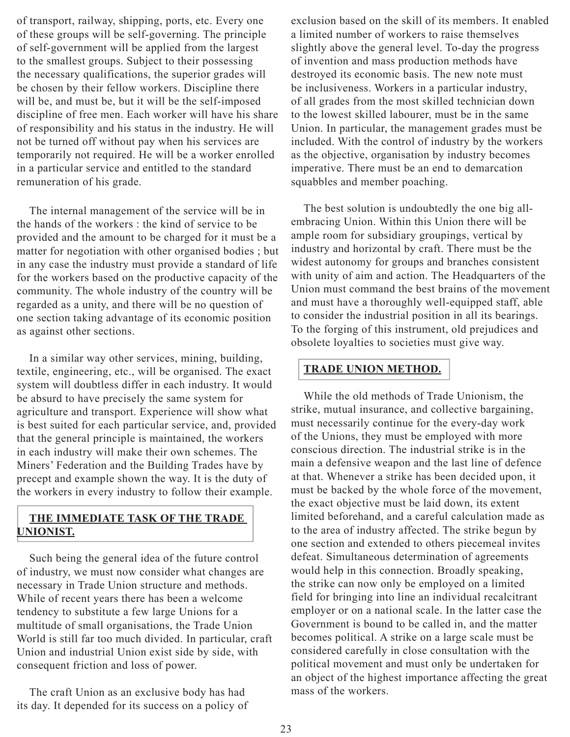of transport, railway, shipping, ports, etc. Every one of these groups will be self-governing. The principle of self-government will be applied from the largest to the smallest groups. Subject to their possessing the necessary qualifications, the superior grades will be chosen by their fellow workers. Discipline there will be, and must be, but it will be the self-imposed discipline of free men. Each worker will have his share of responsibility and his status in the industry. He will not be turned off without pay when his services are temporarily not required. He will be a worker enrolled in a particular service and entitled to the standard remuneration of his grade.

The internal management of the service will be in the hands of the workers : the kind of service to be provided and the amount to be charged for it must be a matter for negotiation with other organised bodies ; but in any case the industry must provide a standard of life for the workers based on the productive capacity of the community. The whole industry of the country will be regarded as a unity, and there will be no question of one section taking advantage of its economic position as against other sections.

In a similar way other services, mining, building, textile, engineering, etc., will be organised. The exact system will doubtless differ in each industry. It would be absurd to have precisely the same system for agriculture and transport. Experience will show what is best suited for each particular service, and, provided that the general principle is maintained, the workers in each industry will make their own schemes. The Miners' Federation and the Building Trades have by precept and example shown the way. It is the duty of the workers in every industry to follow their example.

## THE IMMEDIATE TASK OF THE TRADE UNIONIST.

Such being the general idea of the future control of industry, we must now consider what changes are necessary in Trade Union structure and methods. While of recent years there has been a welcome tendency to substitute a few large Unions for a multitude of small organisations, the Trade Union World is still far too much divided. In particular, craft Union and industrial Union exist side by side, with consequent friction and loss of power.

The craft Union as an exclusive body has had its day. It depended for its success on a policy of exclusion based on the skill of its members. It enabled a limited number of workers to raise themselves slightly above the general level. To-day the progress of invention and mass production methods have destroyed its economic basis. The new note must be inclusiveness. Workers in a particular industry, of all grades from the most skilled technician down to the lowest skilled labourer, must be in the same Union. In particular, the management grades must be included. With the control of industry by the workers as the objective, organisation by industry becomes imperative. There must be an end to demarcation squabbles and member poaching.

The best solution is undoubtedly the one big all-embracing Union. Within this Union there will be ample room for subsidiary groupings, vertical by industry and horizontal by craft. There must be the widest autonomy for groups and branches consistent with unity of aim and action. The Headquarters of the Union must command the best brains of the movement and must have a thoroughly well-equipped staff, able to consider the industrial position in all its bearings. To the forging of this instrument, old prejudices and obsolete loyalties to societies must give way.

## TRADE UNION METHOD.

While the old methods of Trade Unionism, the strike, mutual insurance, and collective bargaining, must necessarily continue for the every-day work of the Unions, they must be employed with more conscious direction. The industrial strike is in the main a defensive weapon and the last line of defence at that. Whenever a strike has been decided upon, it must be backed by the whole force of the movement, the exact objective must be laid down, its extent limited beforehand, and a careful calculation made as to the area of industry affected. The strike begun by one section and extended to others piecemeal invites defeat. Simultaneous determination of agreements would help in this connection. Broadly speaking, the strike can now only be employed on a limited field for bringing into line an individual recalcitrant employer or on a national scale. In the latter case the Government is bound to be called in, and the matter becomes political. A strike on a large scale must be considered carefully in close consultation with the political movement and must only be undertaken for an object of the highest importance affecting the great mass of the workers.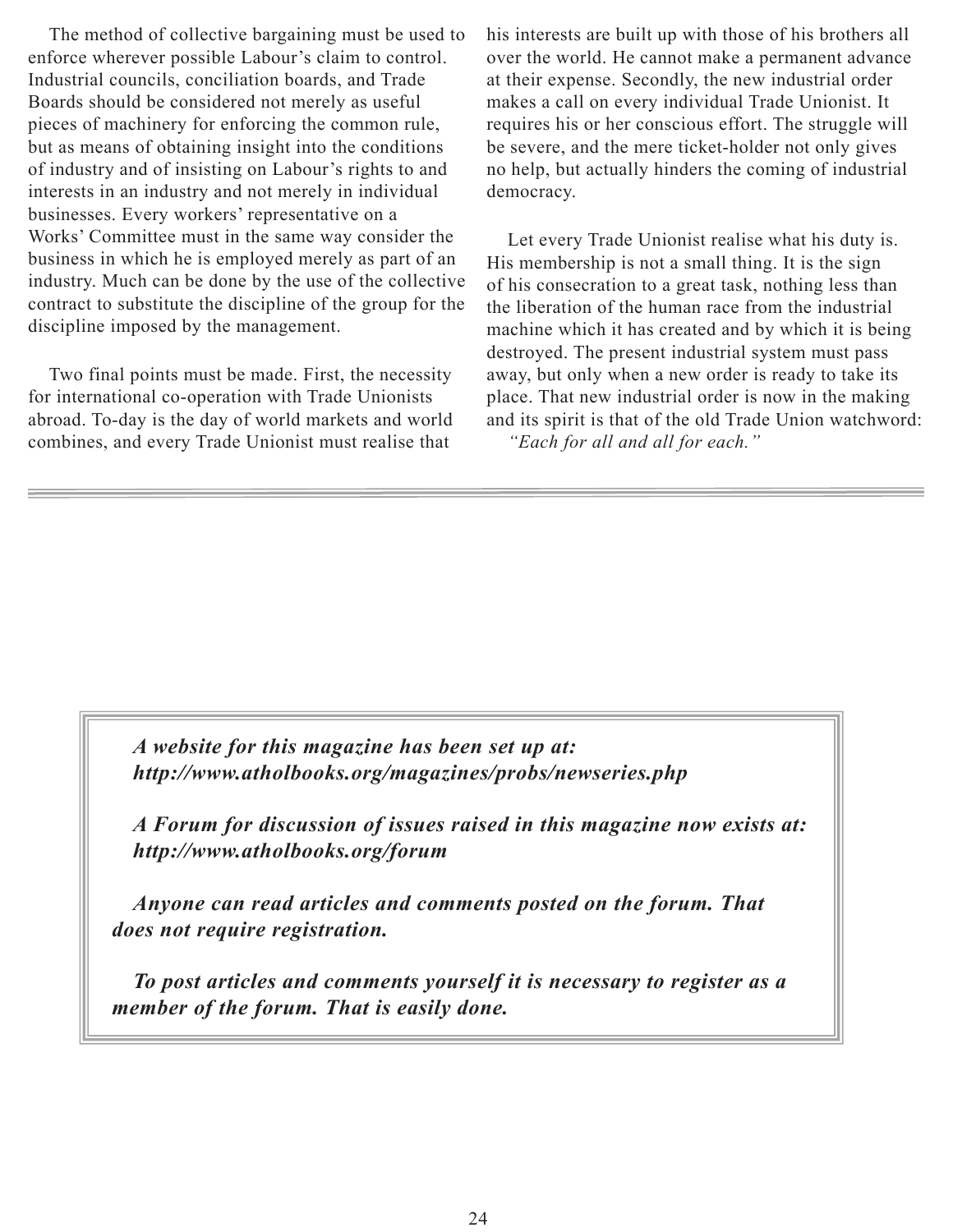The method of collective bargaining must be used to enforce wherever possible Labour's claim to control. Industrial councils, conciliation boards, and Trade Boards should be considered not merely as useful pieces of machinery for enforcing the common rule, but as means of obtaining insight into the conditions of industry and of insisting on Labour's rights to and interests in an industry and not merely in individual businesses. Every workers' representative on a Works' Committee must in the same way consider the business in which he is employed merely as part of an industry. Much can be done by the use of the collective contract to substitute the discipline of the group for the discipline imposed by the management.

Two final points must be made. First, the necessity for international co-operation with Trade Unionists abroad. To-day is the day of world markets and world combines, and every Trade Unionist must realise that his interests are built up with those of his brothers all over the world. He cannot make a permanent advance at their expense. Secondly, the new industrial order makes a call on every individual Trade Unionist. It requires his or her conscious effort. The struggle will be severe, and the mere ticket-holder not only gives no help, but actually hinders the coming of industrial democracy.

Let every Trade Unionist realise what his duty is. His membership is not a small thing. It is the sign of his consecration to a great task, nothing less than the liberation of the human race from the industrial machine which it has created and by which it is being destroyed. The present industrial system must pass away, but only when a new order is ready to take its place. That new industrial order is now in the making and its spirit is that of the old Trade Union watchword:

*"Each for all and all for each."*

---

***A website for this magazine has been set up at: http://www.atholbooks.org/magazines/probs/newseries.php***

***A Forum for discussion of issues raised in this magazine now exists at: http://www.atholbooks.org/forum***

***Anyone can read articles and comments posted on the forum. That does not require registration.***

***To post articles and comments yourself it is necessary to register as a member of the forum. That is easily done.***